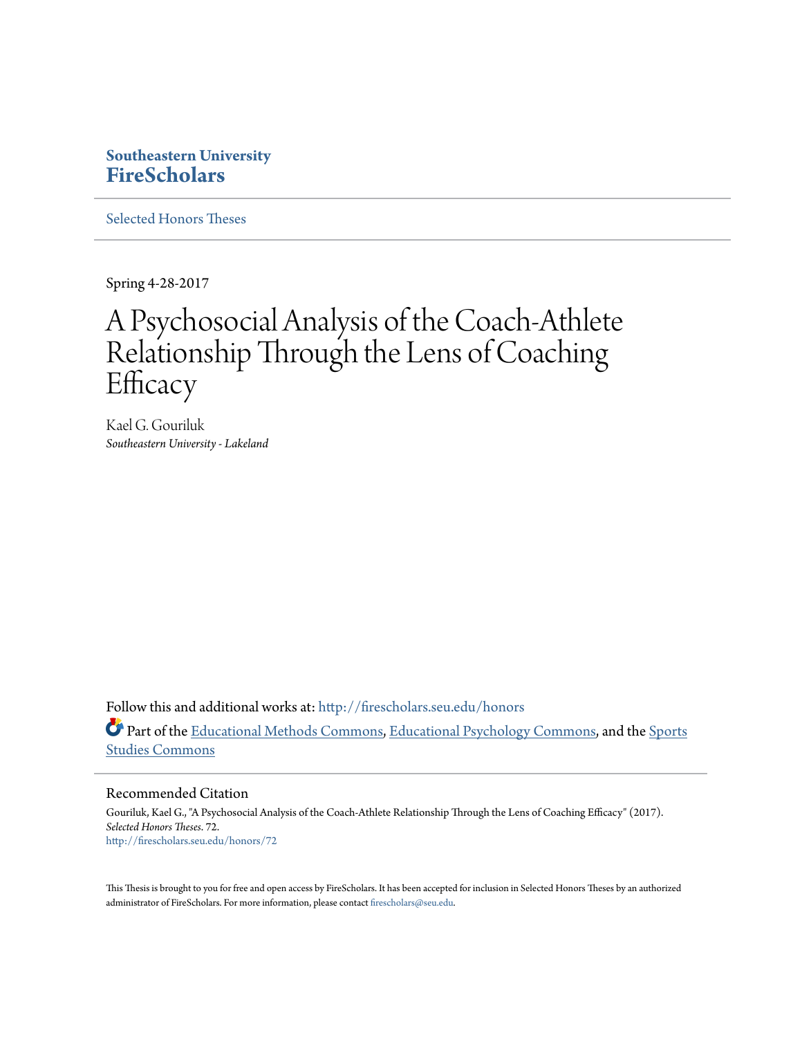Southeastern University
**FireScholars**

Selected Honors Theses

Spring 4-28-2017

# A Psychosocial Analysis of the Coach-Athlete Relationship Through the Lens of Coaching Efficacy

Kael G. Gouriluk
*Southeastern University - Lakeland*

Follow this and additional works at: http://firescholars.seu.edu/honors

Part of the Educational Methods Commons, Educational Psychology Commons, and the Sports Studies Commons

## Recommended Citation

Gouriluk, Kael G., "A Psychosocial Analysis of the Coach-Athlete Relationship Through the Lens of Coaching Efficacy" (2017). *Selected Honors Theses*. 72.
http://firescholars.seu.edu/honors/72

This Thesis is brought to you for free and open access by FireScholars. It has been accepted for inclusion in Selected Honors Theses by an authorized administrator of FireScholars. For more information, please contact firescholars@seu.edu.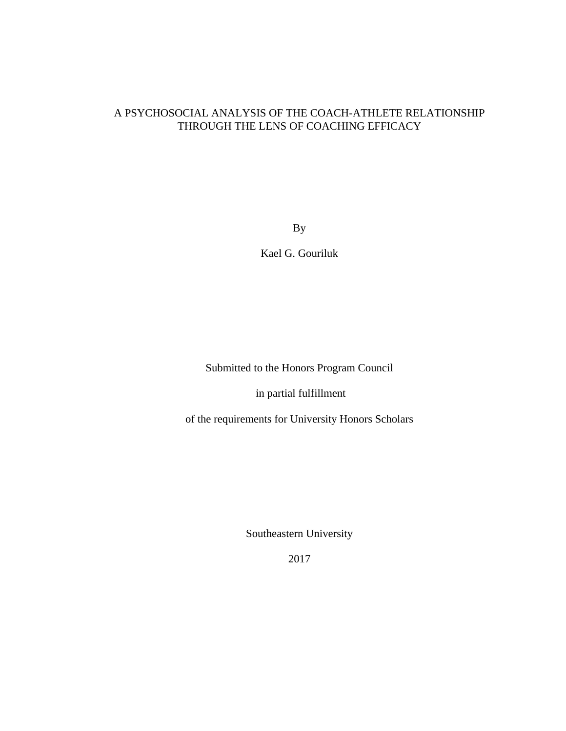# A PSYCHOSOCIAL ANALYSIS OF THE COACH-ATHLETE RELATIONSHIP THROUGH THE LENS OF COACHING EFFICACY

By

Kael G. Gouriluk

Submitted to the Honors Program Council

in partial fulfillment

of the requirements for University Honors Scholars

Southeastern University

2017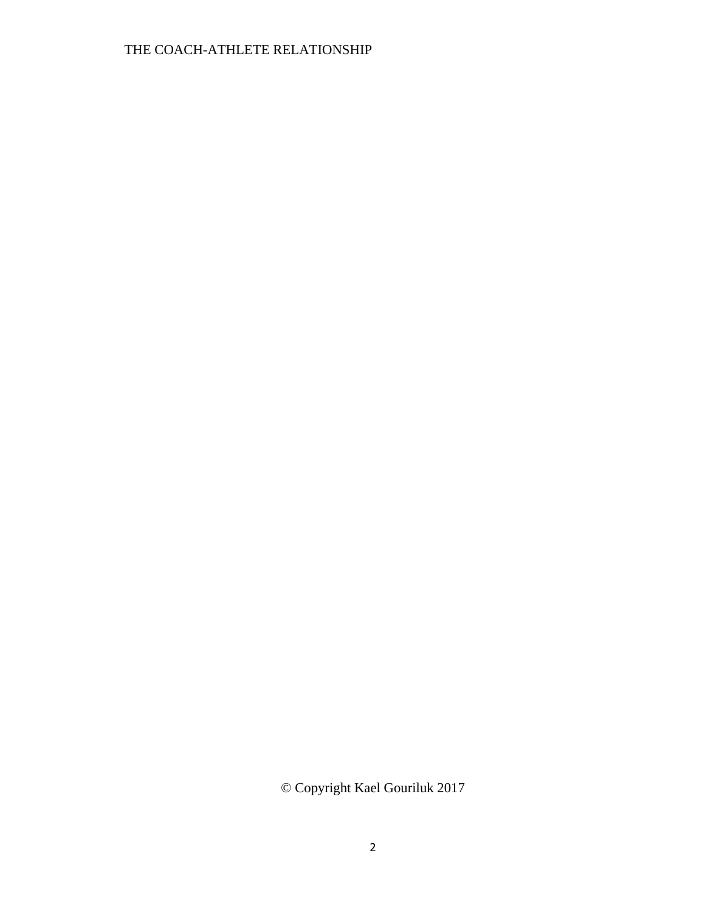© Copyright Kael Gouriluk 2017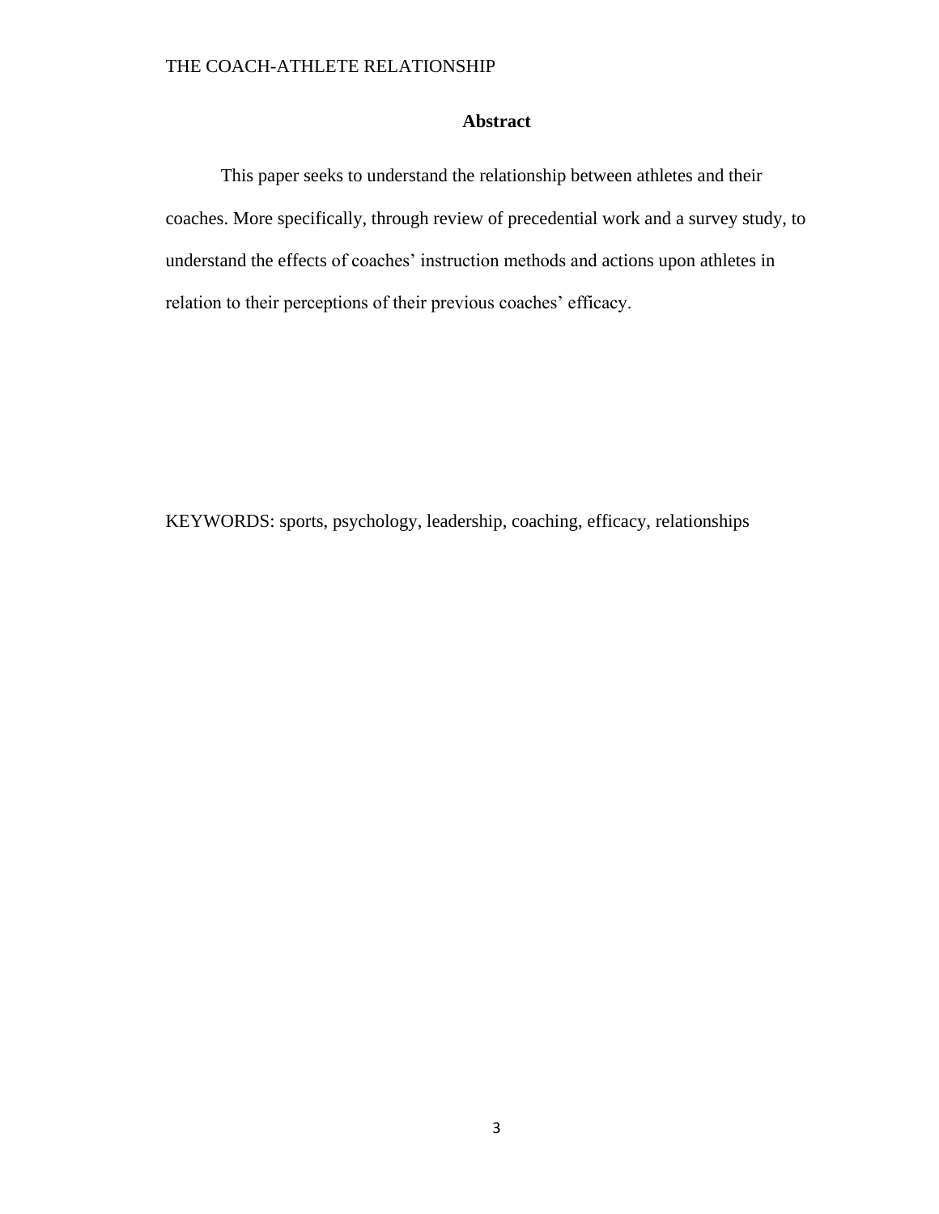## Abstract

This paper seeks to understand the relationship between athletes and their coaches. More specifically, through review of precedential work and a survey study, to understand the effects of coaches' instruction methods and actions upon athletes in relation to their perceptions of their previous coaches' efficacy.

KEYWORDS: sports, psychology, leadership, coaching, efficacy, relationships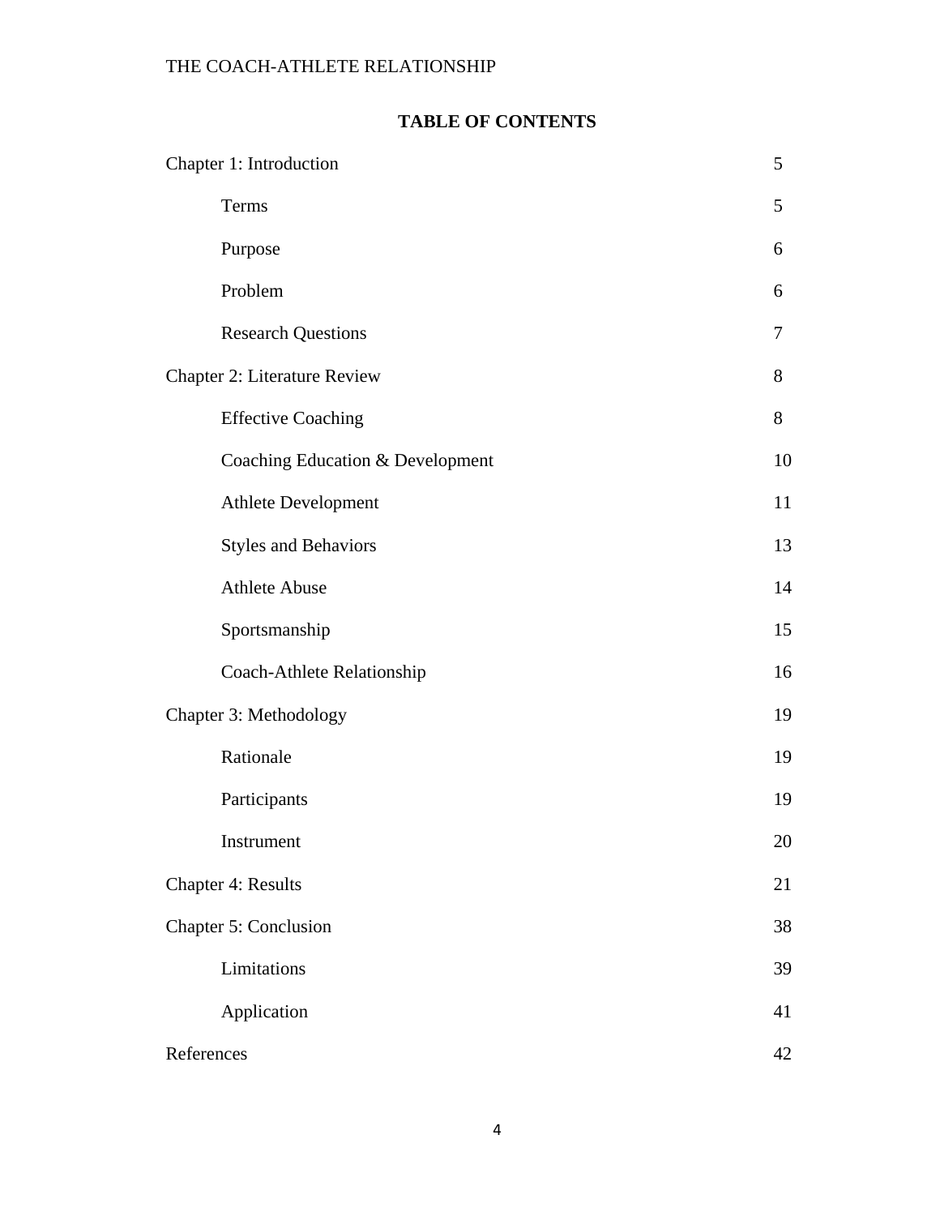## TABLE OF CONTENTS

| | |
|---|---|
| Chapter 1: Introduction | 5 |
| Terms | 5 |
| Purpose | 6 |
| Problem | 6 |
| Research Questions | 7 |
| Chapter 2: Literature Review | 8 |
| Effective Coaching | 8 |
| Coaching Education & Development | 10 |
| Athlete Development | 11 |
| Styles and Behaviors | 13 |
| Athlete Abuse | 14 |
| Sportsmanship | 15 |
| Coach-Athlete Relationship | 16 |
| Chapter 3: Methodology | 19 |
| Rationale | 19 |
| Participants | 19 |
| Instrument | 20 |
| Chapter 4: Results | 21 |
| Chapter 5: Conclusion | 38 |
| Limitations | 39 |
| Application | 41 |
| References | 42 |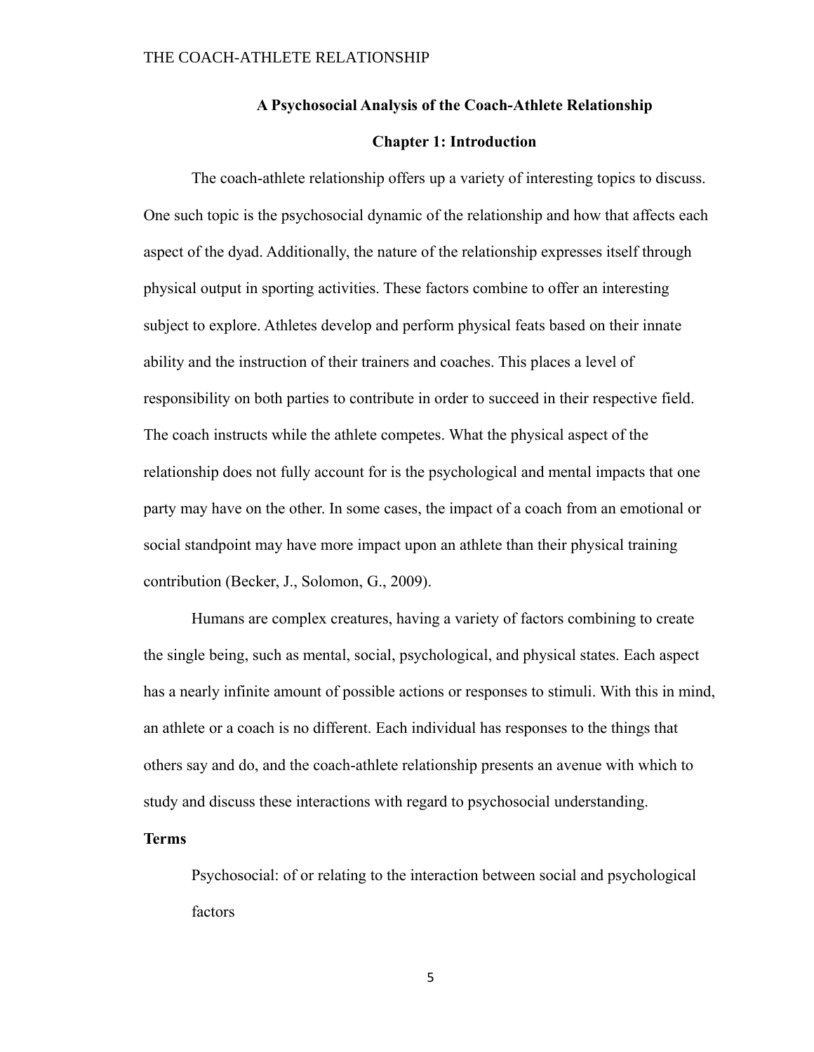# A Psychosocial Analysis of the Coach-Athlete Relationship

## Chapter 1: Introduction

The coach-athlete relationship offers up a variety of interesting topics to discuss. One such topic is the psychosocial dynamic of the relationship and how that affects each aspect of the dyad. Additionally, the nature of the relationship expresses itself through physical output in sporting activities. These factors combine to offer an interesting subject to explore. Athletes develop and perform physical feats based on their innate ability and the instruction of their trainers and coaches. This places a level of responsibility on both parties to contribute in order to succeed in their respective field. The coach instructs while the athlete competes. What the physical aspect of the relationship does not fully account for is the psychological and mental impacts that one party may have on the other. In some cases, the impact of a coach from an emotional or social standpoint may have more impact upon an athlete than their physical training contribution (Becker, J., Solomon, G., 2009).

Humans are complex creatures, having a variety of factors combining to create the single being, such as mental, social, psychological, and physical states. Each aspect has a nearly infinite amount of possible actions or responses to stimuli. With this in mind, an athlete or a coach is no different. Each individual has responses to the things that others say and do, and the coach-athlete relationship presents an avenue with which to study and discuss these interactions with regard to psychosocial understanding.

### Terms

Psychosocial: of or relating to the interaction between social and psychological factors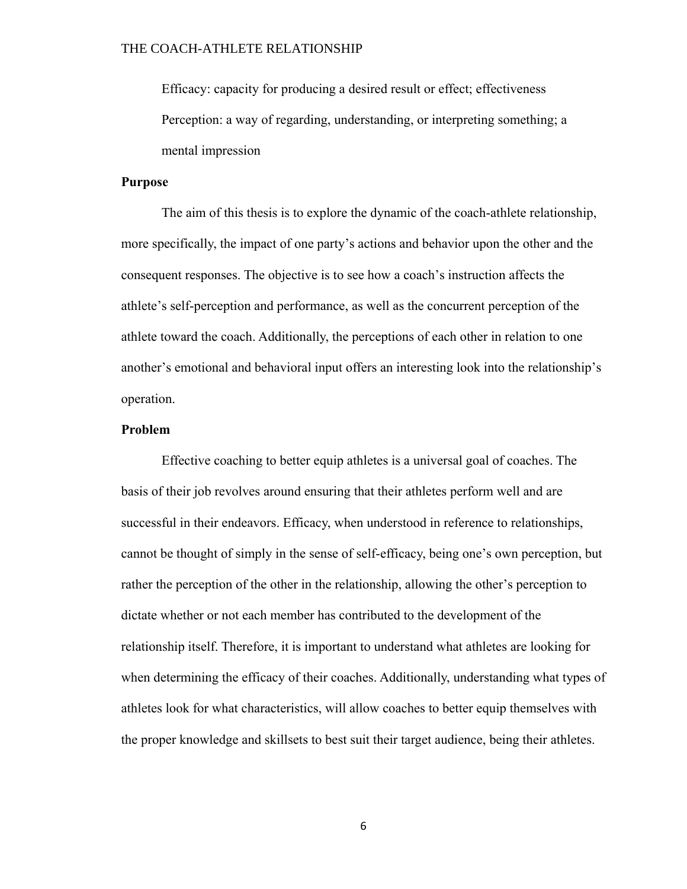Efficacy: capacity for producing a desired result or effect; effectiveness

Perception: a way of regarding, understanding, or interpreting something; a mental impression

**Purpose**

The aim of this thesis is to explore the dynamic of the coach-athlete relationship, more specifically, the impact of one party's actions and behavior upon the other and the consequent responses. The objective is to see how a coach's instruction affects the athlete's self-perception and performance, as well as the concurrent perception of the athlete toward the coach. Additionally, the perceptions of each other in relation to one another's emotional and behavioral input offers an interesting look into the relationship's operation.

**Problem**

Effective coaching to better equip athletes is a universal goal of coaches. The basis of their job revolves around ensuring that their athletes perform well and are successful in their endeavors. Efficacy, when understood in reference to relationships, cannot be thought of simply in the sense of self-efficacy, being one's own perception, but rather the perception of the other in the relationship, allowing the other's perception to dictate whether or not each member has contributed to the development of the relationship itself. Therefore, it is important to understand what athletes are looking for when determining the efficacy of their coaches. Additionally, understanding what types of athletes look for what characteristics, will allow coaches to better equip themselves with the proper knowledge and skillsets to best suit their target audience, being their athletes.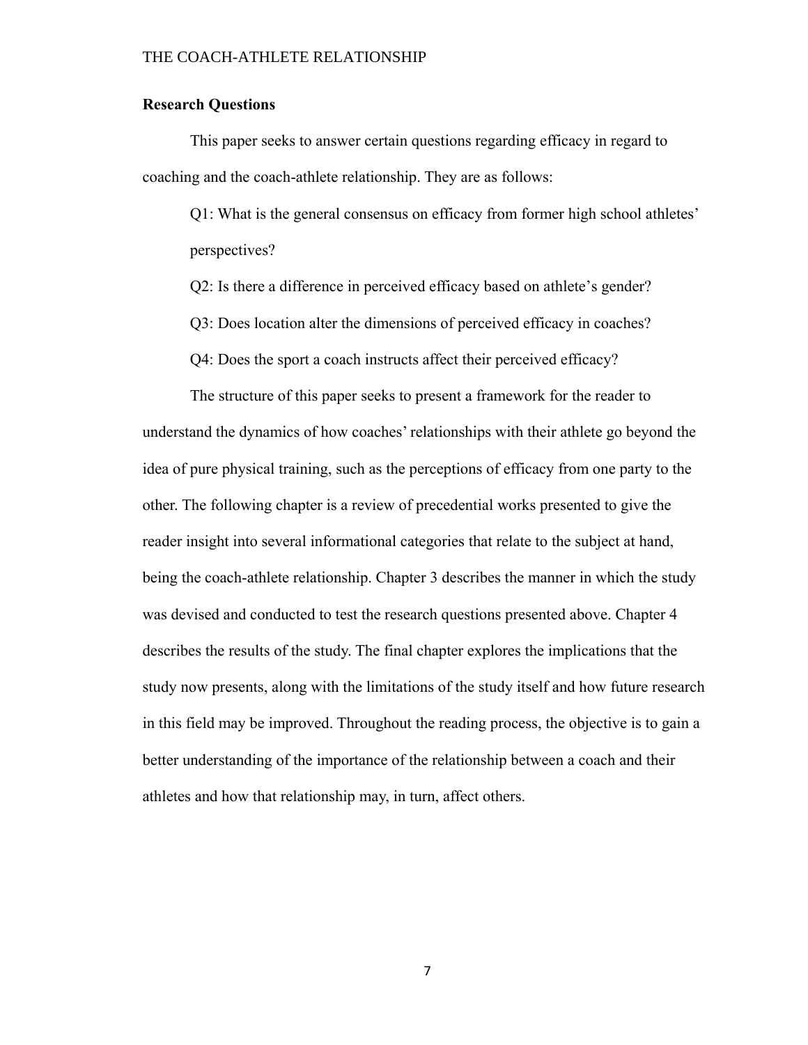## Research Questions

This paper seeks to answer certain questions regarding efficacy in regard to coaching and the coach-athlete relationship. They are as follows:

Q1: What is the general consensus on efficacy from former high school athletes' perspectives?

Q2: Is there a difference in perceived efficacy based on athlete's gender?

Q3: Does location alter the dimensions of perceived efficacy in coaches?

Q4: Does the sport a coach instructs affect their perceived efficacy?

The structure of this paper seeks to present a framework for the reader to understand the dynamics of how coaches' relationships with their athlete go beyond the idea of pure physical training, such as the perceptions of efficacy from one party to the other. The following chapter is a review of precedential works presented to give the reader insight into several informational categories that relate to the subject at hand, being the coach-athlete relationship. Chapter 3 describes the manner in which the study was devised and conducted to test the research questions presented above. Chapter 4 describes the results of the study. The final chapter explores the implications that the study now presents, along with the limitations of the study itself and how future research in this field may be improved. Throughout the reading process, the objective is to gain a better understanding of the importance of the relationship between a coach and their athletes and how that relationship may, in turn, affect others.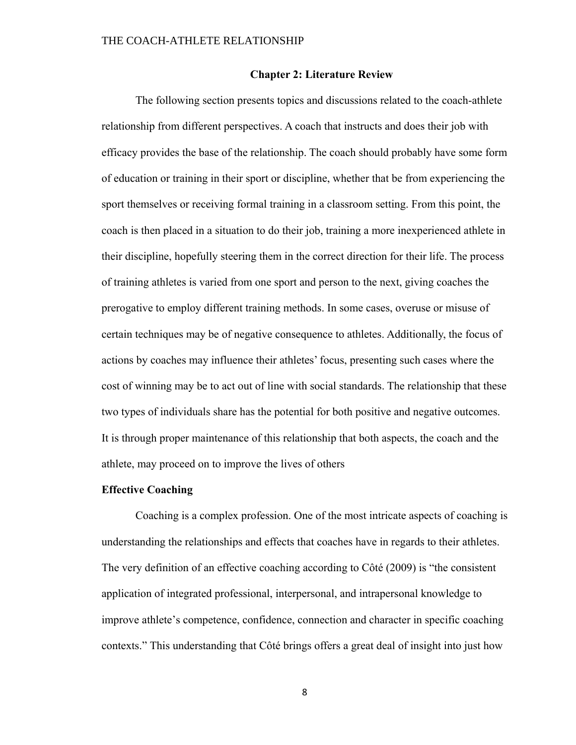## Chapter 2: Literature Review

The following section presents topics and discussions related to the coach-athlete relationship from different perspectives. A coach that instructs and does their job with efficacy provides the base of the relationship. The coach should probably have some form of education or training in their sport or discipline, whether that be from experiencing the sport themselves or receiving formal training in a classroom setting. From this point, the coach is then placed in a situation to do their job, training a more inexperienced athlete in their discipline, hopefully steering them in the correct direction for their life. The process of training athletes is varied from one sport and person to the next, giving coaches the prerogative to employ different training methods. In some cases, overuse or misuse of certain techniques may be of negative consequence to athletes. Additionally, the focus of actions by coaches may influence their athletes' focus, presenting such cases where the cost of winning may be to act out of line with social standards. The relationship that these two types of individuals share has the potential for both positive and negative outcomes. It is through proper maintenance of this relationship that both aspects, the coach and the athlete, may proceed on to improve the lives of others

### Effective Coaching

Coaching is a complex profession. One of the most intricate aspects of coaching is understanding the relationships and effects that coaches have in regards to their athletes. The very definition of an effective coaching according to Côté (2009) is "the consistent application of integrated professional, interpersonal, and intrapersonal knowledge to improve athlete's competence, confidence, connection and character in specific coaching contexts." This understanding that Côté brings offers a great deal of insight into just how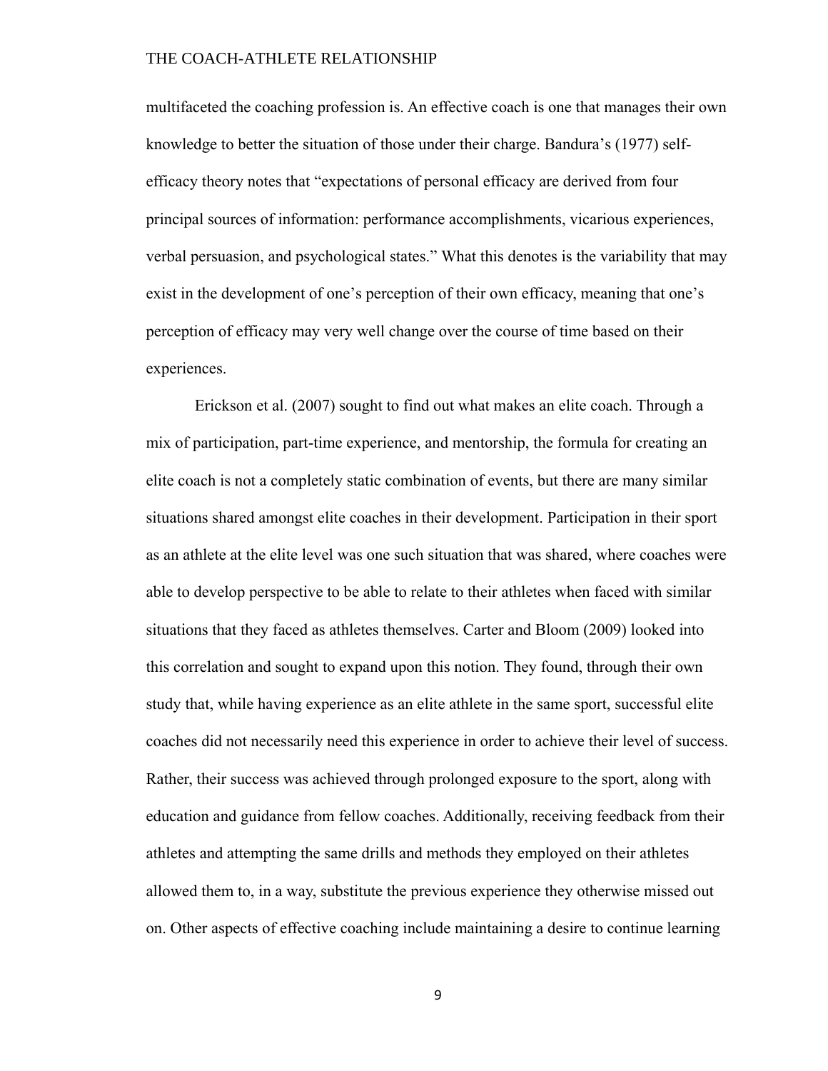multifaceted the coaching profession is. An effective coach is one that manages their own knowledge to better the situation of those under their charge. Bandura's (1977) self-efficacy theory notes that "expectations of personal efficacy are derived from four principal sources of information: performance accomplishments, vicarious experiences, verbal persuasion, and psychological states." What this denotes is the variability that may exist in the development of one's perception of their own efficacy, meaning that one's perception of efficacy may very well change over the course of time based on their experiences.

Erickson et al. (2007) sought to find out what makes an elite coach. Through a mix of participation, part-time experience, and mentorship, the formula for creating an elite coach is not a completely static combination of events, but there are many similar situations shared amongst elite coaches in their development. Participation in their sport as an athlete at the elite level was one such situation that was shared, where coaches were able to develop perspective to be able to relate to their athletes when faced with similar situations that they faced as athletes themselves. Carter and Bloom (2009) looked into this correlation and sought to expand upon this notion. They found, through their own study that, while having experience as an elite athlete in the same sport, successful elite coaches did not necessarily need this experience in order to achieve their level of success. Rather, their success was achieved through prolonged exposure to the sport, along with education and guidance from fellow coaches. Additionally, receiving feedback from their athletes and attempting the same drills and methods they employed on their athletes allowed them to, in a way, substitute the previous experience they otherwise missed out on. Other aspects of effective coaching include maintaining a desire to continue learning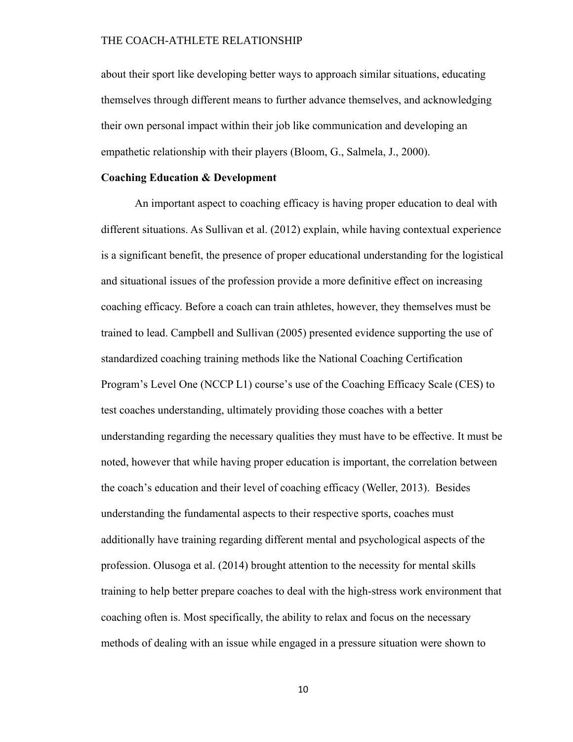about their sport like developing better ways to approach similar situations, educating themselves through different means to further advance themselves, and acknowledging their own personal impact within their job like communication and developing an empathetic relationship with their players (Bloom, G., Salmela, J., 2000).

**Coaching Education & Development**

An important aspect to coaching efficacy is having proper education to deal with different situations. As Sullivan et al. (2012) explain, while having contextual experience is a significant benefit, the presence of proper educational understanding for the logistical and situational issues of the profession provide a more definitive effect on increasing coaching efficacy. Before a coach can train athletes, however, they themselves must be trained to lead. Campbell and Sullivan (2005) presented evidence supporting the use of standardized coaching training methods like the National Coaching Certification Program's Level One (NCCP L1) course's use of the Coaching Efficacy Scale (CES) to test coaches understanding, ultimately providing those coaches with a better understanding regarding the necessary qualities they must have to be effective. It must be noted, however that while having proper education is important, the correlation between the coach's education and their level of coaching efficacy (Weller, 2013). Besides understanding the fundamental aspects to their respective sports, coaches must additionally have training regarding different mental and psychological aspects of the profession. Olusoga et al. (2014) brought attention to the necessity for mental skills training to help better prepare coaches to deal with the high-stress work environment that coaching often is. Most specifically, the ability to relax and focus on the necessary methods of dealing with an issue while engaged in a pressure situation were shown to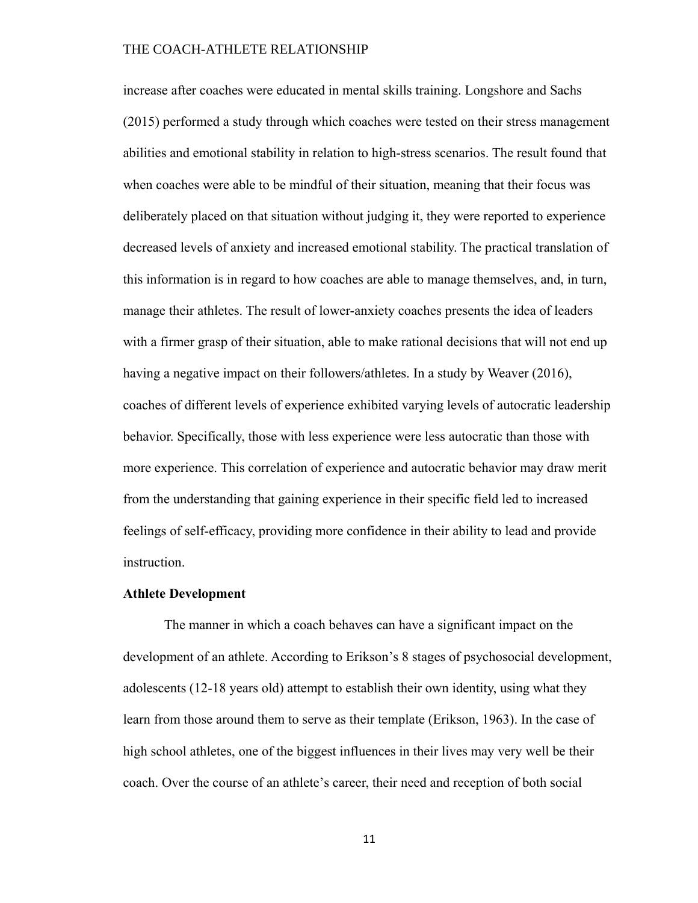increase after coaches were educated in mental skills training. Longshore and Sachs (2015) performed a study through which coaches were tested on their stress management abilities and emotional stability in relation to high-stress scenarios. The result found that when coaches were able to be mindful of their situation, meaning that their focus was deliberately placed on that situation without judging it, they were reported to experience decreased levels of anxiety and increased emotional stability. The practical translation of this information is in regard to how coaches are able to manage themselves, and, in turn, manage their athletes. The result of lower-anxiety coaches presents the idea of leaders with a firmer grasp of their situation, able to make rational decisions that will not end up having a negative impact on their followers/athletes. In a study by Weaver (2016), coaches of different levels of experience exhibited varying levels of autocratic leadership behavior. Specifically, those with less experience were less autocratic than those with more experience. This correlation of experience and autocratic behavior may draw merit from the understanding that gaining experience in their specific field led to increased feelings of self-efficacy, providing more confidence in their ability to lead and provide instruction.

**Athlete Development**

The manner in which a coach behaves can have a significant impact on the development of an athlete. According to Erikson's 8 stages of psychosocial development, adolescents (12-18 years old) attempt to establish their own identity, using what they learn from those around them to serve as their template (Erikson, 1963). In the case of high school athletes, one of the biggest influences in their lives may very well be their coach. Over the course of an athlete's career, their need and reception of both social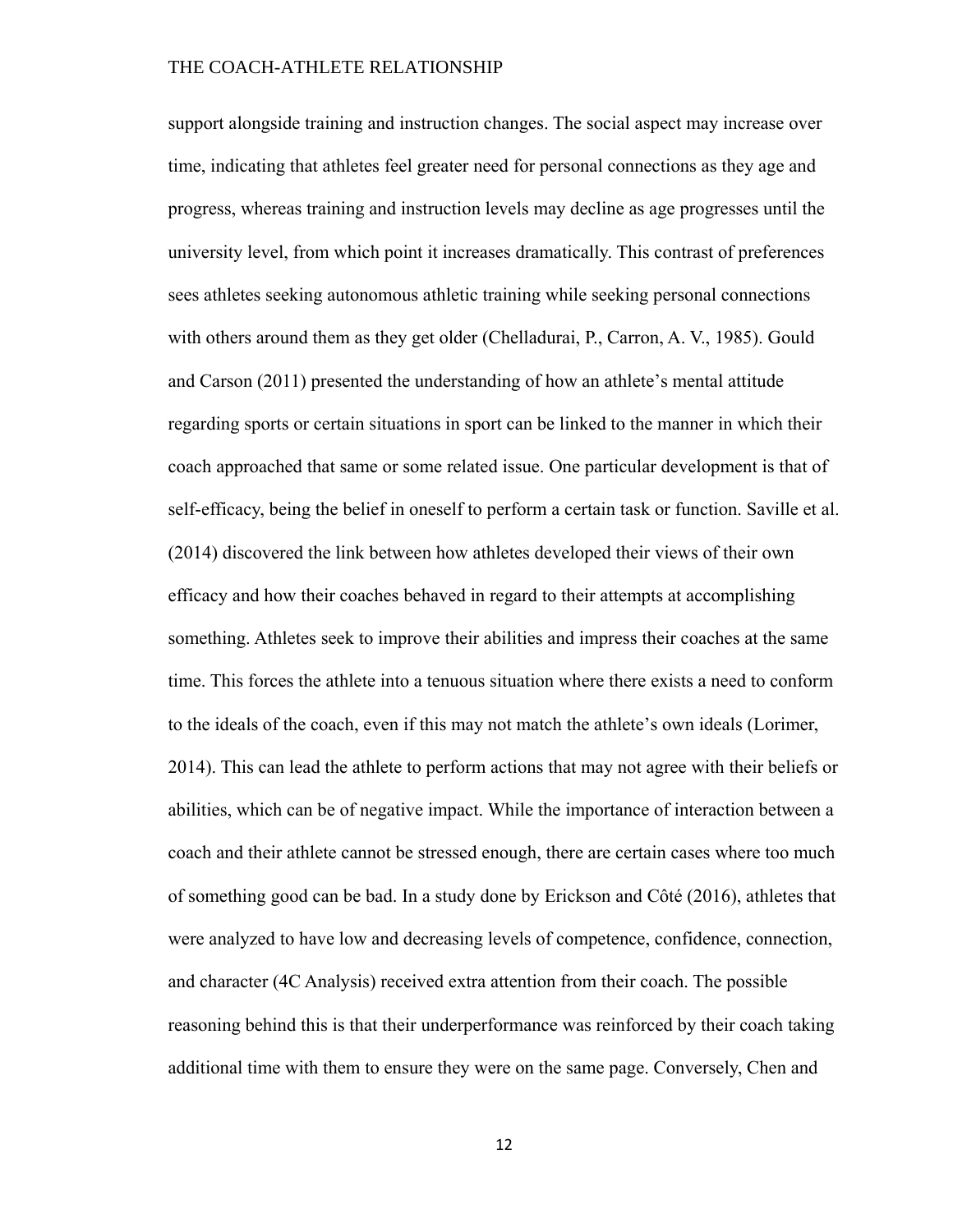support alongside training and instruction changes. The social aspect may increase over time, indicating that athletes feel greater need for personal connections as they age and progress, whereas training and instruction levels may decline as age progresses until the university level, from which point it increases dramatically. This contrast of preferences sees athletes seeking autonomous athletic training while seeking personal connections with others around them as they get older (Chelladurai, P., Carron, A. V., 1985). Gould and Carson (2011) presented the understanding of how an athlete's mental attitude regarding sports or certain situations in sport can be linked to the manner in which their coach approached that same or some related issue. One particular development is that of self-efficacy, being the belief in oneself to perform a certain task or function. Saville et al. (2014) discovered the link between how athletes developed their views of their own efficacy and how their coaches behaved in regard to their attempts at accomplishing something. Athletes seek to improve their abilities and impress their coaches at the same time. This forces the athlete into a tenuous situation where there exists a need to conform to the ideals of the coach, even if this may not match the athlete's own ideals (Lorimer, 2014). This can lead the athlete to perform actions that may not agree with their beliefs or abilities, which can be of negative impact. While the importance of interaction between a coach and their athlete cannot be stressed enough, there are certain cases where too much of something good can be bad. In a study done by Erickson and Côté (2016), athletes that were analyzed to have low and decreasing levels of competence, confidence, connection, and character (4C Analysis) received extra attention from their coach. The possible reasoning behind this is that their underperformance was reinforced by their coach taking additional time with them to ensure they were on the same page. Conversely, Chen and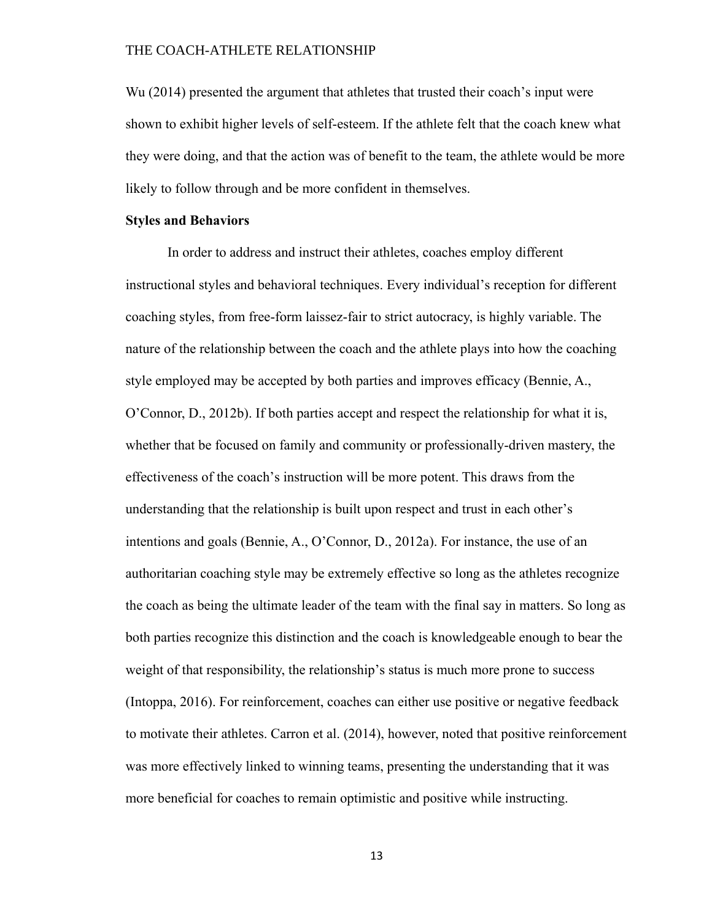Wu (2014) presented the argument that athletes that trusted their coach's input were shown to exhibit higher levels of self-esteem. If the athlete felt that the coach knew what they were doing, and that the action was of benefit to the team, the athlete would be more likely to follow through and be more confident in themselves.

**Styles and Behaviors**

In order to address and instruct their athletes, coaches employ different instructional styles and behavioral techniques. Every individual's reception for different coaching styles, from free-form laissez-fair to strict autocracy, is highly variable. The nature of the relationship between the coach and the athlete plays into how the coaching style employed may be accepted by both parties and improves efficacy (Bennie, A., O'Connor, D., 2012b). If both parties accept and respect the relationship for what it is, whether that be focused on family and community or professionally-driven mastery, the effectiveness of the coach's instruction will be more potent. This draws from the understanding that the relationship is built upon respect and trust in each other's intentions and goals (Bennie, A., O'Connor, D., 2012a). For instance, the use of an authoritarian coaching style may be extremely effective so long as the athletes recognize the coach as being the ultimate leader of the team with the final say in matters. So long as both parties recognize this distinction and the coach is knowledgeable enough to bear the weight of that responsibility, the relationship's status is much more prone to success (Intoppa, 2016). For reinforcement, coaches can either use positive or negative feedback to motivate their athletes. Carron et al. (2014), however, noted that positive reinforcement was more effectively linked to winning teams, presenting the understanding that it was more beneficial for coaches to remain optimistic and positive while instructing.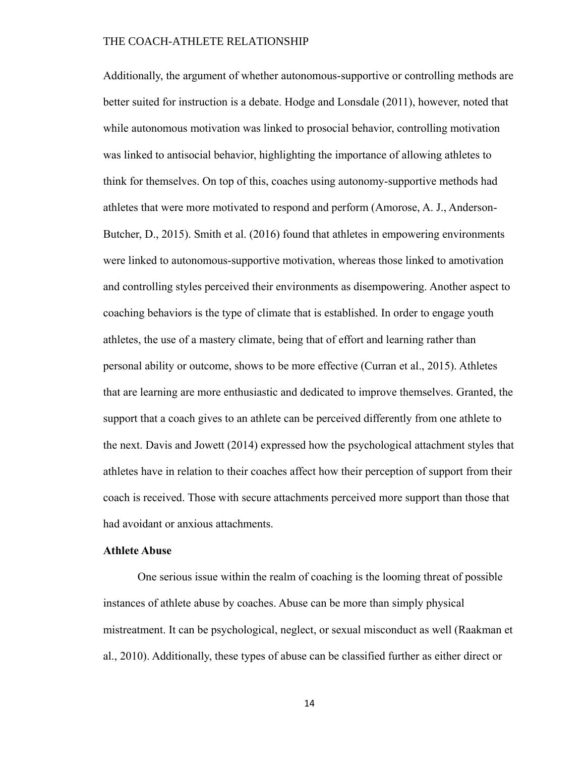Additionally, the argument of whether autonomous-supportive or controlling methods are better suited for instruction is a debate. Hodge and Lonsdale (2011), however, noted that while autonomous motivation was linked to prosocial behavior, controlling motivation was linked to antisocial behavior, highlighting the importance of allowing athletes to think for themselves. On top of this, coaches using autonomy-supportive methods had athletes that were more motivated to respond and perform (Amorose, A. J., Anderson-Butcher, D., 2015). Smith et al. (2016) found that athletes in empowering environments were linked to autonomous-supportive motivation, whereas those linked to amotivation and controlling styles perceived their environments as disempowering. Another aspect to coaching behaviors is the type of climate that is established. In order to engage youth athletes, the use of a mastery climate, being that of effort and learning rather than personal ability or outcome, shows to be more effective (Curran et al., 2015). Athletes that are learning are more enthusiastic and dedicated to improve themselves. Granted, the support that a coach gives to an athlete can be perceived differently from one athlete to the next. Davis and Jowett (2014) expressed how the psychological attachment styles that athletes have in relation to their coaches affect how their perception of support from their coach is received. Those with secure attachments perceived more support than those that had avoidant or anxious attachments.

**Athlete Abuse**

One serious issue within the realm of coaching is the looming threat of possible instances of athlete abuse by coaches. Abuse can be more than simply physical mistreatment. It can be psychological, neglect, or sexual misconduct as well (Raakman et al., 2010). Additionally, these types of abuse can be classified further as either direct or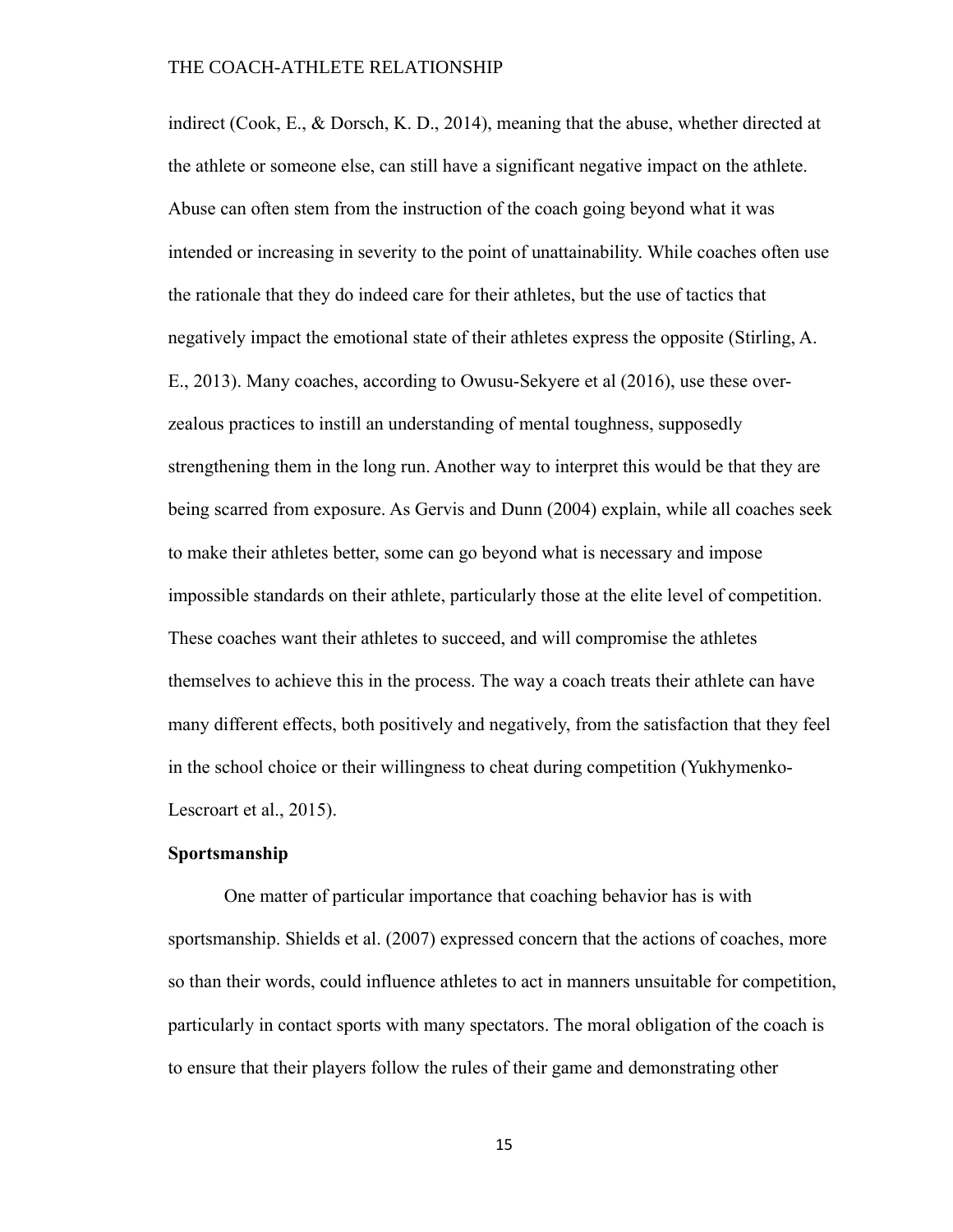indirect (Cook, E., & Dorsch, K. D., 2014), meaning that the abuse, whether directed at the athlete or someone else, can still have a significant negative impact on the athlete. Abuse can often stem from the instruction of the coach going beyond what it was intended or increasing in severity to the point of unattainability. While coaches often use the rationale that they do indeed care for their athletes, but the use of tactics that negatively impact the emotional state of their athletes express the opposite (Stirling, A. E., 2013). Many coaches, according to Owusu-Sekyere et al (2016), use these over-zealous practices to instill an understanding of mental toughness, supposedly strengthening them in the long run. Another way to interpret this would be that they are being scarred from exposure. As Gervis and Dunn (2004) explain, while all coaches seek to make their athletes better, some can go beyond what is necessary and impose impossible standards on their athlete, particularly those at the elite level of competition. These coaches want their athletes to succeed, and will compromise the athletes themselves to achieve this in the process. The way a coach treats their athlete can have many different effects, both positively and negatively, from the satisfaction that they feel in the school choice or their willingness to cheat during competition (Yukhymenko-Lescroart et al., 2015).

**Sportsmanship**

One matter of particular importance that coaching behavior has is with sportsmanship. Shields et al. (2007) expressed concern that the actions of coaches, more so than their words, could influence athletes to act in manners unsuitable for competition, particularly in contact sports with many spectators. The moral obligation of the coach is to ensure that their players follow the rules of their game and demonstrating other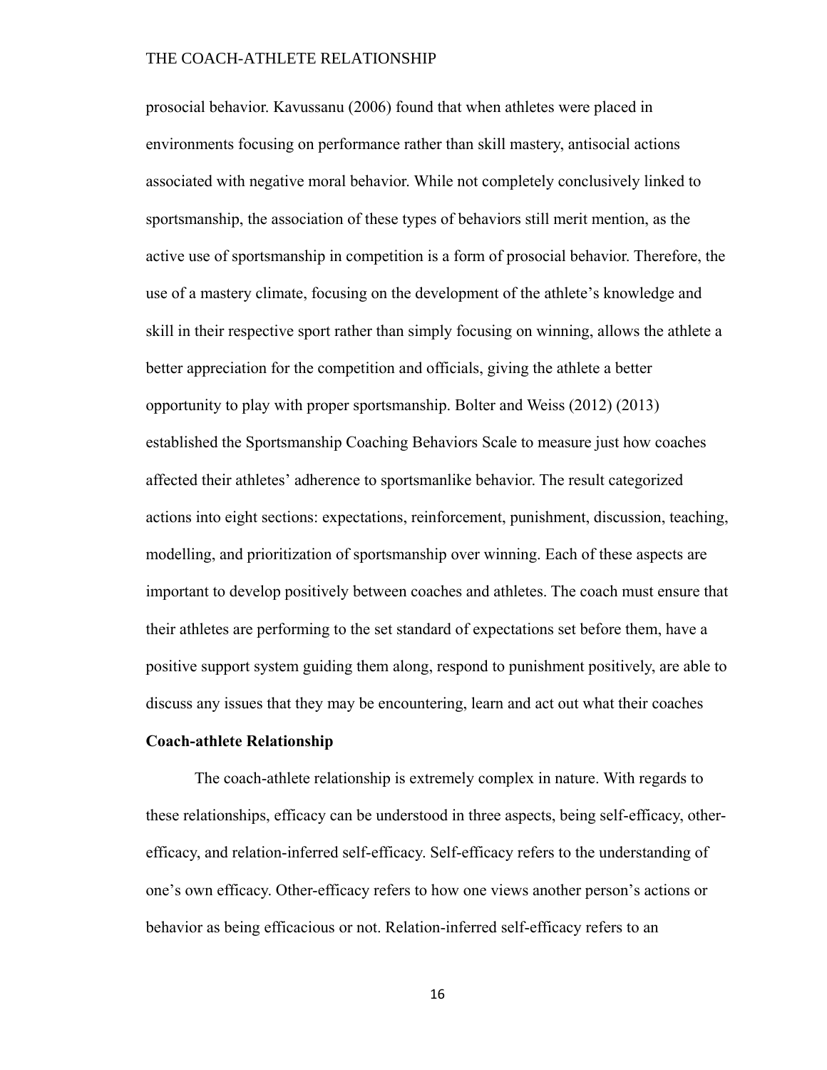prosocial behavior. Kavussanu (2006) found that when athletes were placed in environments focusing on performance rather than skill mastery, antisocial actions associated with negative moral behavior. While not completely conclusively linked to sportsmanship, the association of these types of behaviors still merit mention, as the active use of sportsmanship in competition is a form of prosocial behavior. Therefore, the use of a mastery climate, focusing on the development of the athlete's knowledge and skill in their respective sport rather than simply focusing on winning, allows the athlete a better appreciation for the competition and officials, giving the athlete a better opportunity to play with proper sportsmanship. Bolter and Weiss (2012) (2013) established the Sportsmanship Coaching Behaviors Scale to measure just how coaches affected their athletes' adherence to sportsmanlike behavior. The result categorized actions into eight sections: expectations, reinforcement, punishment, discussion, teaching, modelling, and prioritization of sportsmanship over winning. Each of these aspects are important to develop positively between coaches and athletes. The coach must ensure that their athletes are performing to the set standard of expectations set before them, have a positive support system guiding them along, respond to punishment positively, are able to discuss any issues that they may be encountering, learn and act out what their coaches

**Coach-athlete Relationship**

The coach-athlete relationship is extremely complex in nature. With regards to these relationships, efficacy can be understood in three aspects, being self-efficacy, other-efficacy, and relation-inferred self-efficacy. Self-efficacy refers to the understanding of one's own efficacy. Other-efficacy refers to how one views another person's actions or behavior as being efficacious or not. Relation-inferred self-efficacy refers to an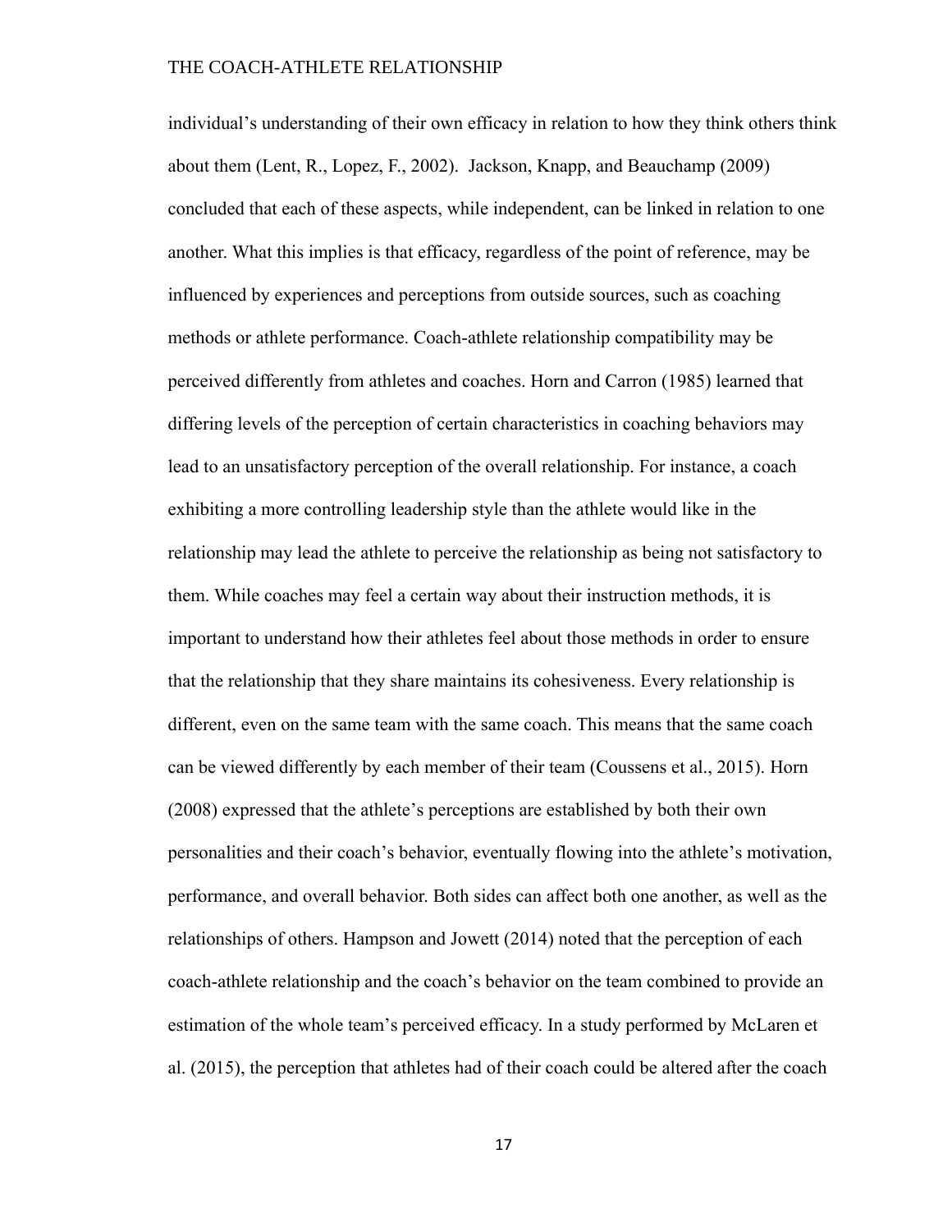individual's understanding of their own efficacy in relation to how they think others think about them (Lent, R., Lopez, F., 2002). Jackson, Knapp, and Beauchamp (2009) concluded that each of these aspects, while independent, can be linked in relation to one another. What this implies is that efficacy, regardless of the point of reference, may be influenced by experiences and perceptions from outside sources, such as coaching methods or athlete performance. Coach-athlete relationship compatibility may be perceived differently from athletes and coaches. Horn and Carron (1985) learned that differing levels of the perception of certain characteristics in coaching behaviors may lead to an unsatisfactory perception of the overall relationship. For instance, a coach exhibiting a more controlling leadership style than the athlete would like in the relationship may lead the athlete to perceive the relationship as being not satisfactory to them. While coaches may feel a certain way about their instruction methods, it is important to understand how their athletes feel about those methods in order to ensure that the relationship that they share maintains its cohesiveness. Every relationship is different, even on the same team with the same coach. This means that the same coach can be viewed differently by each member of their team (Coussens et al., 2015). Horn (2008) expressed that the athlete's perceptions are established by both their own personalities and their coach's behavior, eventually flowing into the athlete's motivation, performance, and overall behavior. Both sides can affect both one another, as well as the relationships of others. Hampson and Jowett (2014) noted that the perception of each coach-athlete relationship and the coach's behavior on the team combined to provide an estimation of the whole team's perceived efficacy. In a study performed by McLaren et al. (2015), the perception that athletes had of their coach could be altered after the coach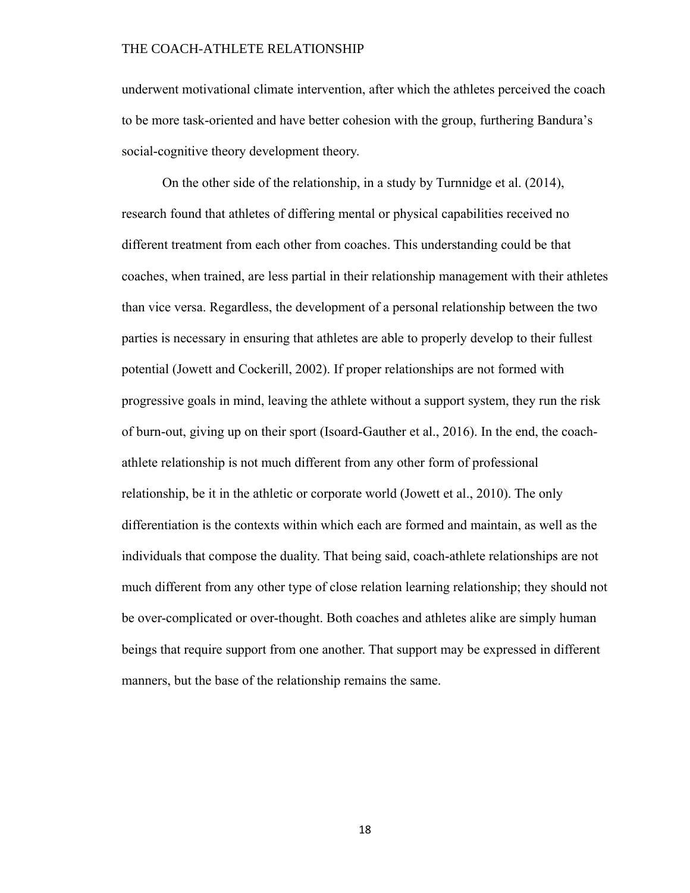underwent motivational climate intervention, after which the athletes perceived the coach to be more task-oriented and have better cohesion with the group, furthering Bandura's social-cognitive theory development theory.

On the other side of the relationship, in a study by Turnnidge et al. (2014), research found that athletes of differing mental or physical capabilities received no different treatment from each other from coaches. This understanding could be that coaches, when trained, are less partial in their relationship management with their athletes than vice versa. Regardless, the development of a personal relationship between the two parties is necessary in ensuring that athletes are able to properly develop to their fullest potential (Jowett and Cockerill, 2002). If proper relationships are not formed with progressive goals in mind, leaving the athlete without a support system, they run the risk of burn-out, giving up on their sport (Isoard-Gauther et al., 2016). In the end, the coach-athlete relationship is not much different from any other form of professional relationship, be it in the athletic or corporate world (Jowett et al., 2010). The only differentiation is the contexts within which each are formed and maintain, as well as the individuals that compose the duality. That being said, coach-athlete relationships are not much different from any other type of close relation learning relationship; they should not be over-complicated or over-thought. Both coaches and athletes alike are simply human beings that require support from one another. That support may be expressed in different manners, but the base of the relationship remains the same.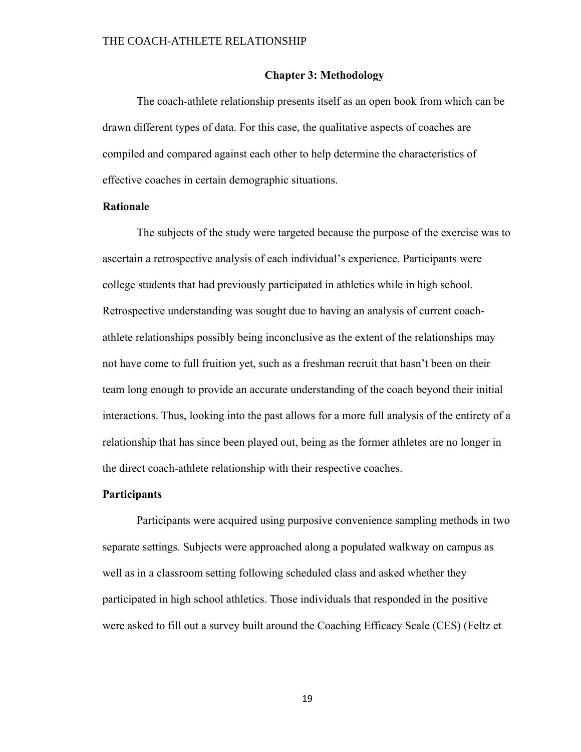## Chapter 3: Methodology

The coach-athlete relationship presents itself as an open book from which can be drawn different types of data. For this case, the qualitative aspects of coaches are compiled and compared against each other to help determine the characteristics of effective coaches in certain demographic situations.

### Rationale

The subjects of the study were targeted because the purpose of the exercise was to ascertain a retrospective analysis of each individual's experience. Participants were college students that had previously participated in athletics while in high school. Retrospective understanding was sought due to having an analysis of current coach-athlete relationships possibly being inconclusive as the extent of the relationships may not have come to full fruition yet, such as a freshman recruit that hasn't been on their team long enough to provide an accurate understanding of the coach beyond their initial interactions. Thus, looking into the past allows for a more full analysis of the entirety of a relationship that has since been played out, being as the former athletes are no longer in the direct coach-athlete relationship with their respective coaches.

### Participants

Participants were acquired using purposive convenience sampling methods in two separate settings. Subjects were approached along a populated walkway on campus as well as in a classroom setting following scheduled class and asked whether they participated in high school athletics. Those individuals that responded in the positive were asked to fill out a survey built around the Coaching Efficacy Scale (CES) (Feltz et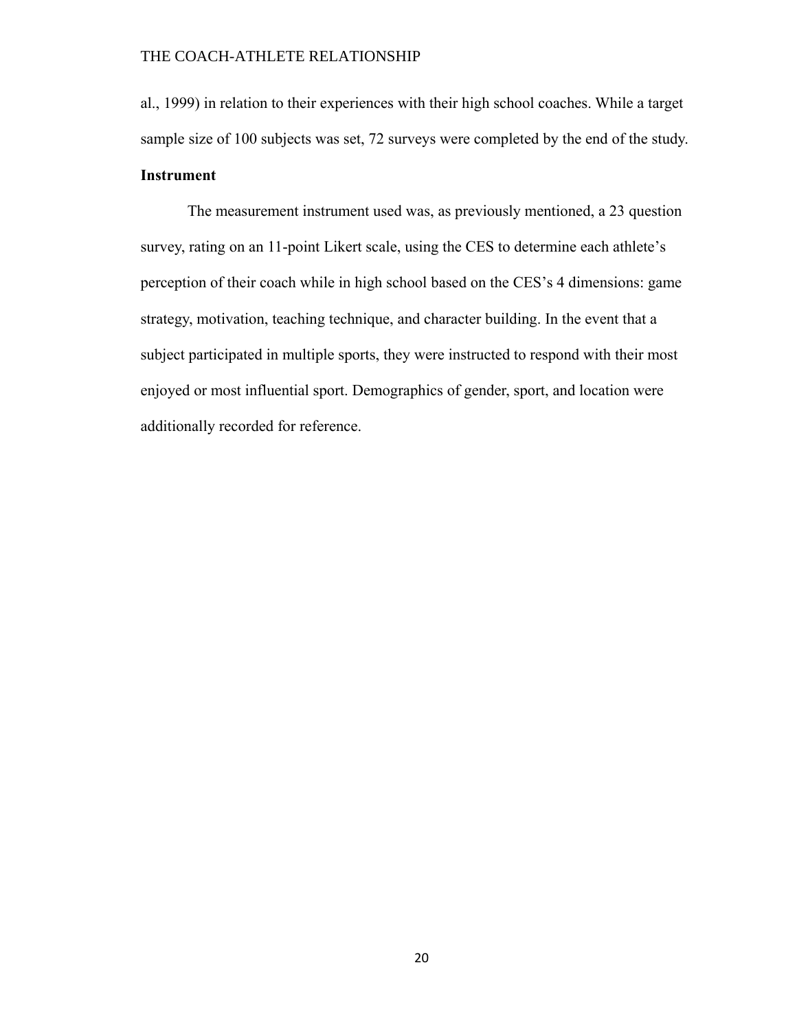al., 1999) in relation to their experiences with their high school coaches. While a target sample size of 100 subjects was set, 72 surveys were completed by the end of the study.

**Instrument**

The measurement instrument used was, as previously mentioned, a 23 question survey, rating on an 11-point Likert scale, using the CES to determine each athlete's perception of their coach while in high school based on the CES's 4 dimensions: game strategy, motivation, teaching technique, and character building. In the event that a subject participated in multiple sports, they were instructed to respond with their most enjoyed or most influential sport. Demographics of gender, sport, and location were additionally recorded for reference.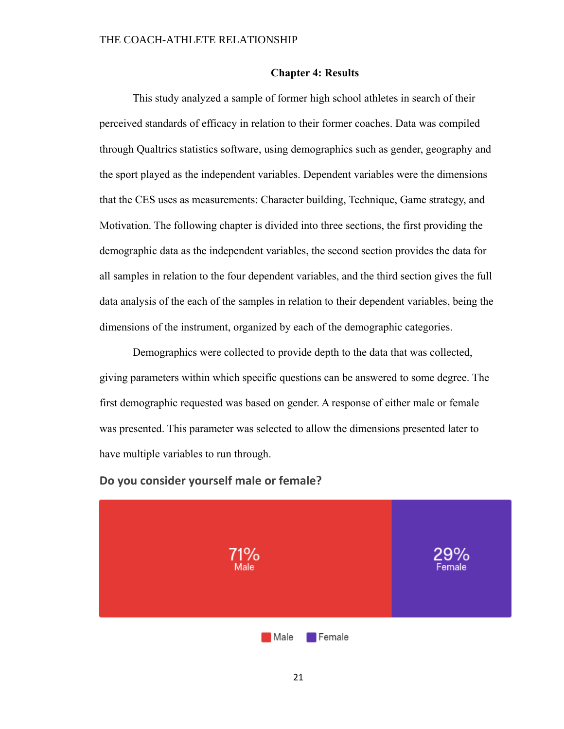## Chapter 4: Results

This study analyzed a sample of former high school athletes in search of their perceived standards of efficacy in relation to their former coaches. Data was compiled through Qualtrics statistics software, using demographics such as gender, geography and the sport played as the independent variables. Dependent variables were the dimensions that the CES uses as measurements: Character building, Technique, Game strategy, and Motivation. The following chapter is divided into three sections, the first providing the demographic data as the independent variables, the second section provides the data for all samples in relation to the four dependent variables, and the third section gives the full data analysis of the each of the samples in relation to their dependent variables, being the dimensions of the instrument, organized by each of the demographic categories.

Demographics were collected to provide depth to the data that was collected, giving parameters within which specific questions can be answered to some degree. The first demographic requested was based on gender. A response of either male or female was presented. This parameter was selected to allow the dimensions presented later to have multiple variables to run through.

**Do you consider yourself male or female?**

| Male | Female |
|---|---|
| 71% | 29% |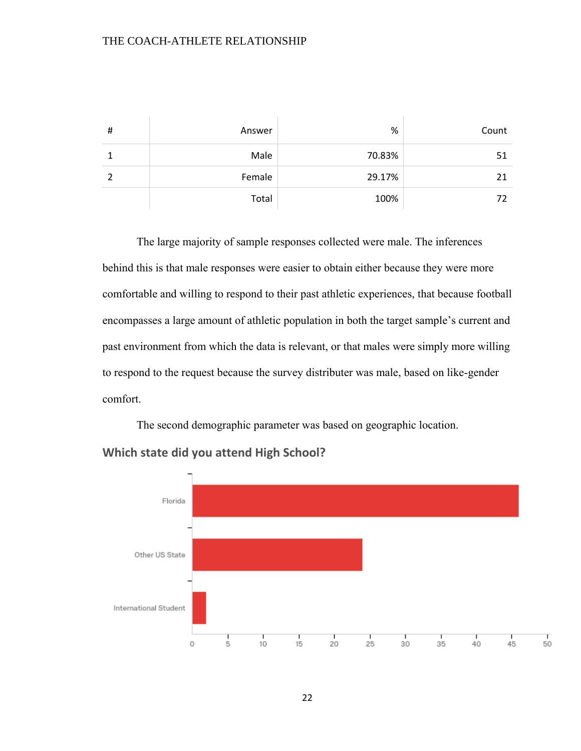| # | Answer | % | Count |
|---|---|---|---|
| 1 | Male | 70.83% | 51 |
| 2 | Female | 29.17% | 21 |
| | Total | 100% | 72 |

The large majority of sample responses collected were male. The inferences behind this is that male responses were easier to obtain either because they were more comfortable and willing to respond to their past athletic experiences, that because football encompasses a large amount of athletic population in both the target sample's current and past environment from which the data is relevant, or that males were simply more willing to respond to the request because the survey distributer was male, based on like-gender comfort.

The second demographic parameter was based on geographic location.

**Which state did you attend High School?**

Florida

Other US State

International Student

0 5 10 15 20 25 30 35 40 45 50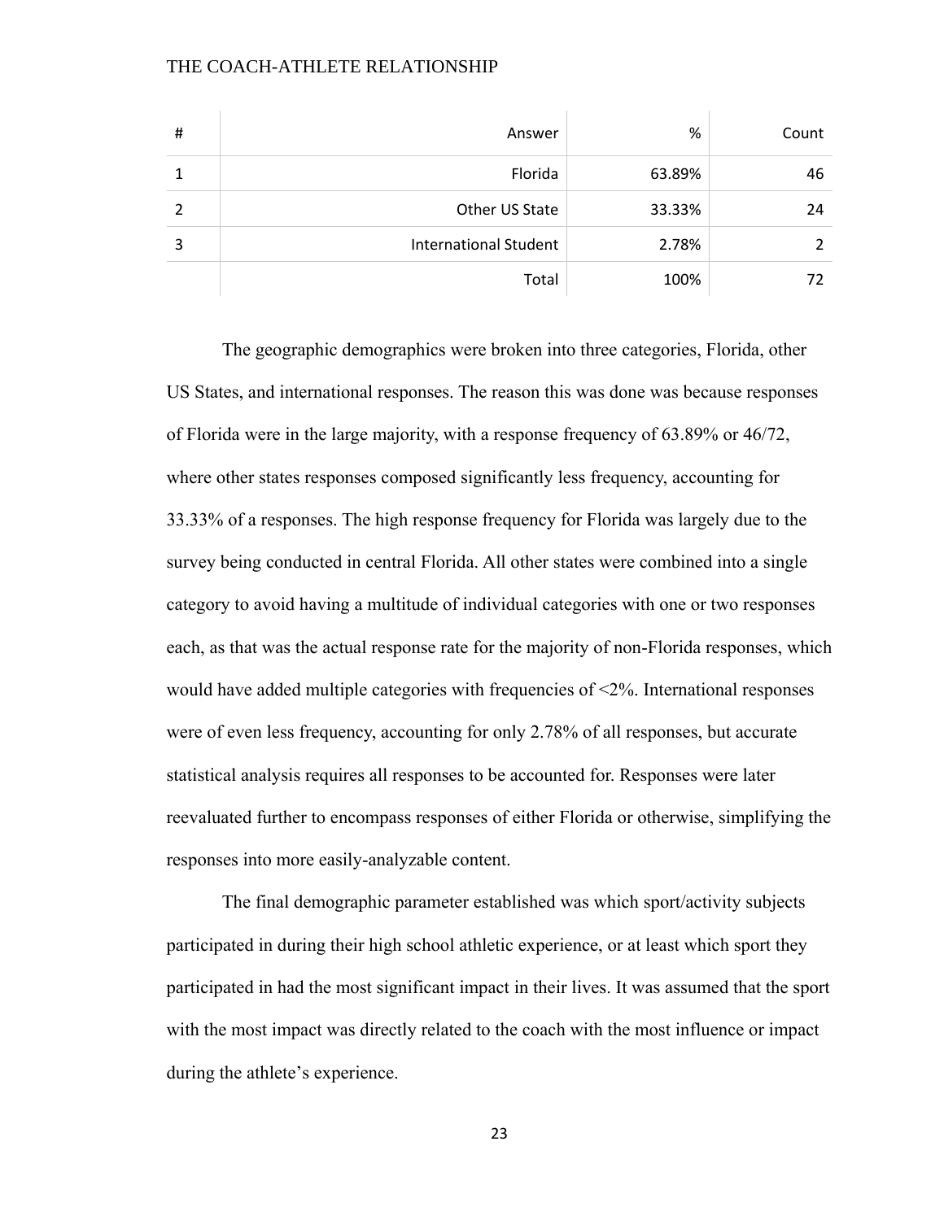| # | Answer | % | Count |
|---|---|---|---|
| 1 | Florida | 63.89% | 46 |
| 2 | Other US State | 33.33% | 24 |
| 3 | International Student | 2.78% | 2 |
| | Total | 100% | 72 |

The geographic demographics were broken into three categories, Florida, other US States, and international responses. The reason this was done was because responses of Florida were in the large majority, with a response frequency of 63.89% or 46/72, where other states responses composed significantly less frequency, accounting for 33.33% of a responses. The high response frequency for Florida was largely due to the survey being conducted in central Florida. All other states were combined into a single category to avoid having a multitude of individual categories with one or two responses each, as that was the actual response rate for the majority of non-Florida responses, which would have added multiple categories with frequencies of <2%. International responses were of even less frequency, accounting for only 2.78% of all responses, but accurate statistical analysis requires all responses to be accounted for. Responses were later reevaluated further to encompass responses of either Florida or otherwise, simplifying the responses into more easily-analyzable content.

The final demographic parameter established was which sport/activity subjects participated in during their high school athletic experience, or at least which sport they participated in had the most significant impact in their lives. It was assumed that the sport with the most impact was directly related to the coach with the most influence or impact during the athlete's experience.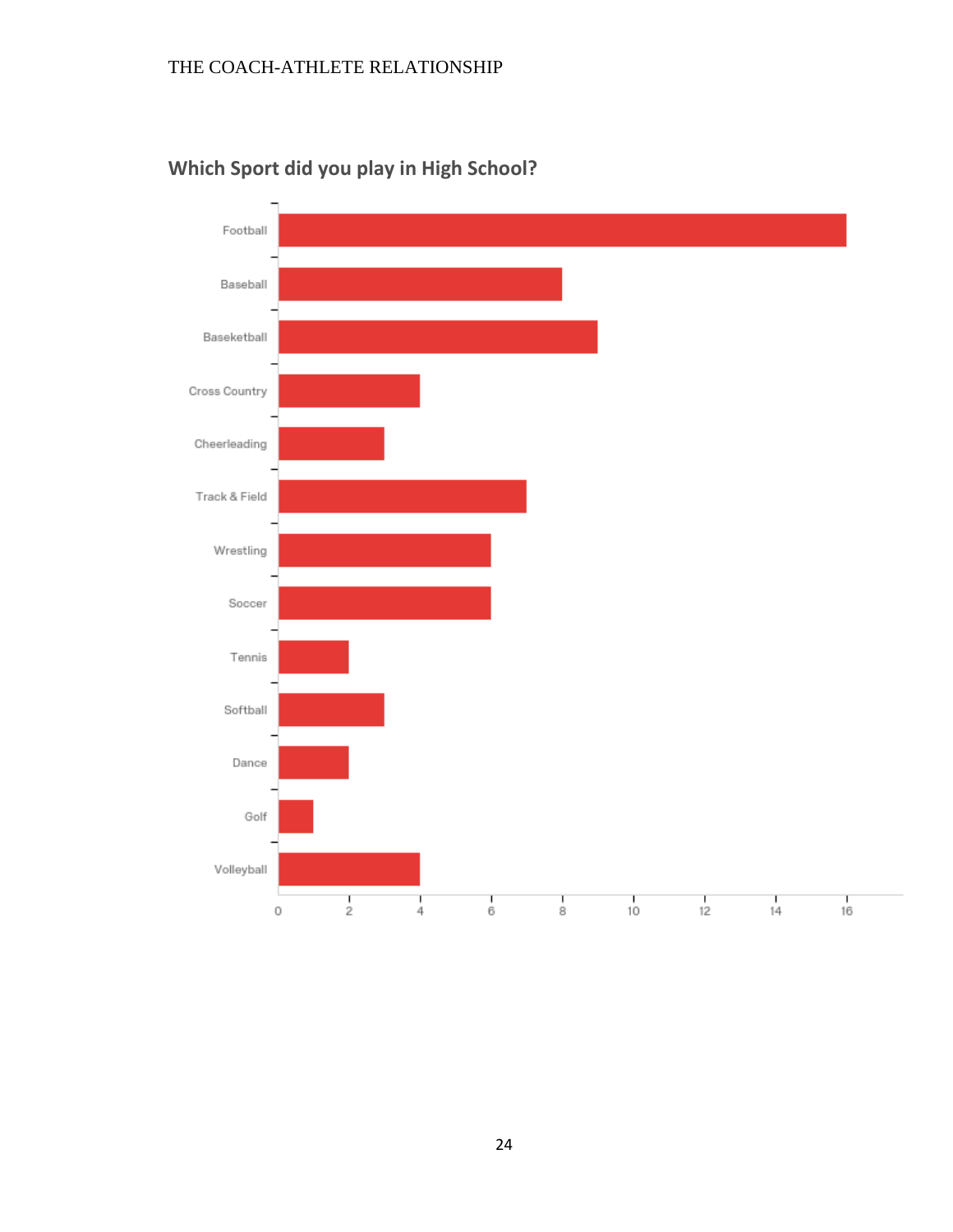**Which Sport did you play in High School?**

| Sport | Count |
|---|---|
| Football | 16 |
| Baseball | 8 |
| Baseketball | 9 |
| Cross Country | 4 |
| Cheerleading | 3 |
| Track & Field | 7 |
| Wrestling | 6 |
| Soccer | 6 |
| Tennis | 2 |
| Softball | 3 |
| Dance | 2 |
| Golf | 1 |
| Volleyball | 4 |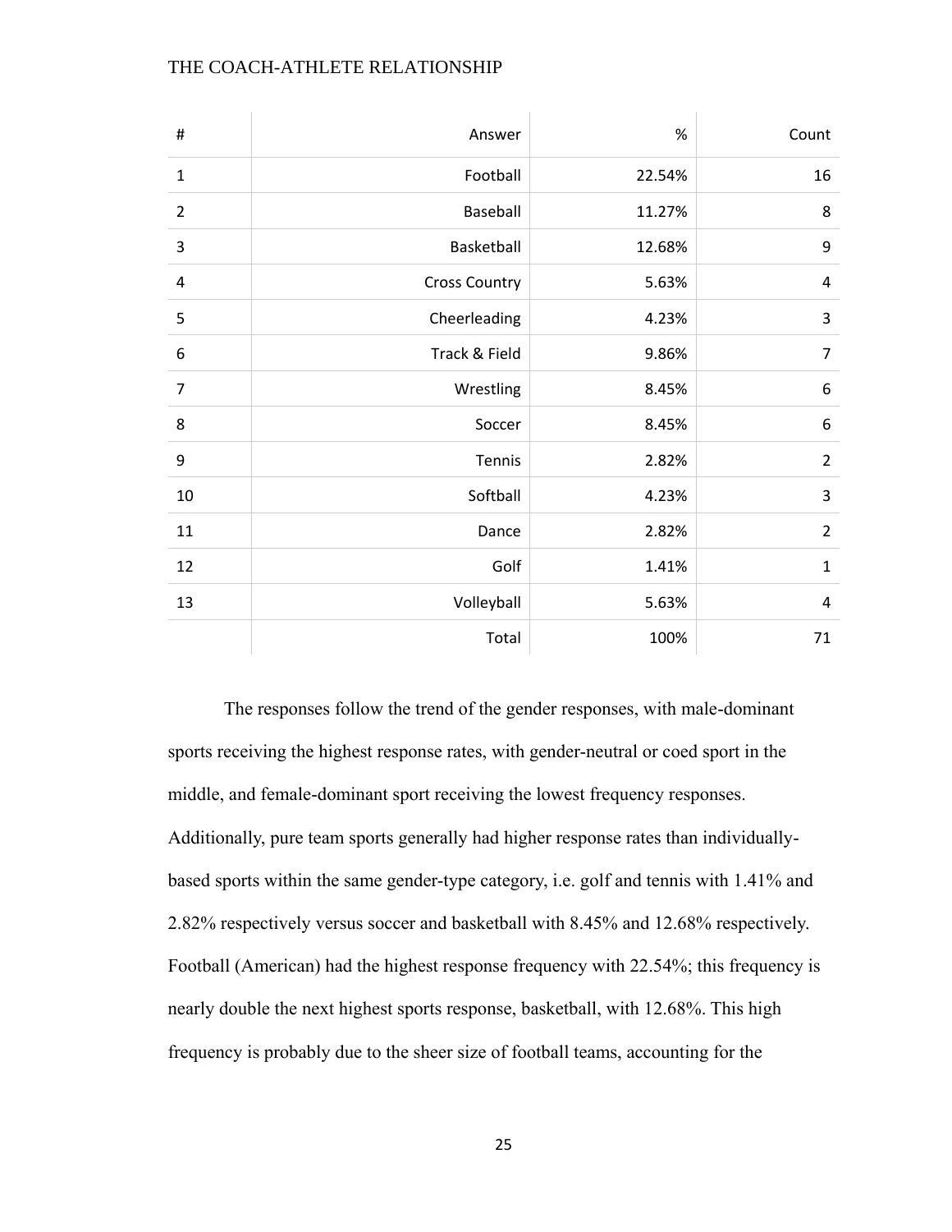| # | Answer | % | Count |
|---|---|---|---|
| 1 | Football | 22.54% | 16 |
| 2 | Baseball | 11.27% | 8 |
| 3 | Basketball | 12.68% | 9 |
| 4 | Cross Country | 5.63% | 4 |
| 5 | Cheerleading | 4.23% | 3 |
| 6 | Track & Field | 9.86% | 7 |
| 7 | Wrestling | 8.45% | 6 |
| 8 | Soccer | 8.45% | 6 |
| 9 | Tennis | 2.82% | 2 |
| 10 | Softball | 4.23% | 3 |
| 11 | Dance | 2.82% | 2 |
| 12 | Golf | 1.41% | 1 |
| 13 | Volleyball | 5.63% | 4 |
|  | Total | 100% | 71 |

The responses follow the trend of the gender responses, with male-dominant sports receiving the highest response rates, with gender-neutral or coed sport in the middle, and female-dominant sport receiving the lowest frequency responses. Additionally, pure team sports generally had higher response rates than individually-based sports within the same gender-type category, i.e. golf and tennis with 1.41% and 2.82% respectively versus soccer and basketball with 8.45% and 12.68% respectively. Football (American) had the highest response frequency with 22.54%; this frequency is nearly double the next highest sports response, basketball, with 12.68%. This high frequency is probably due to the sheer size of football teams, accounting for the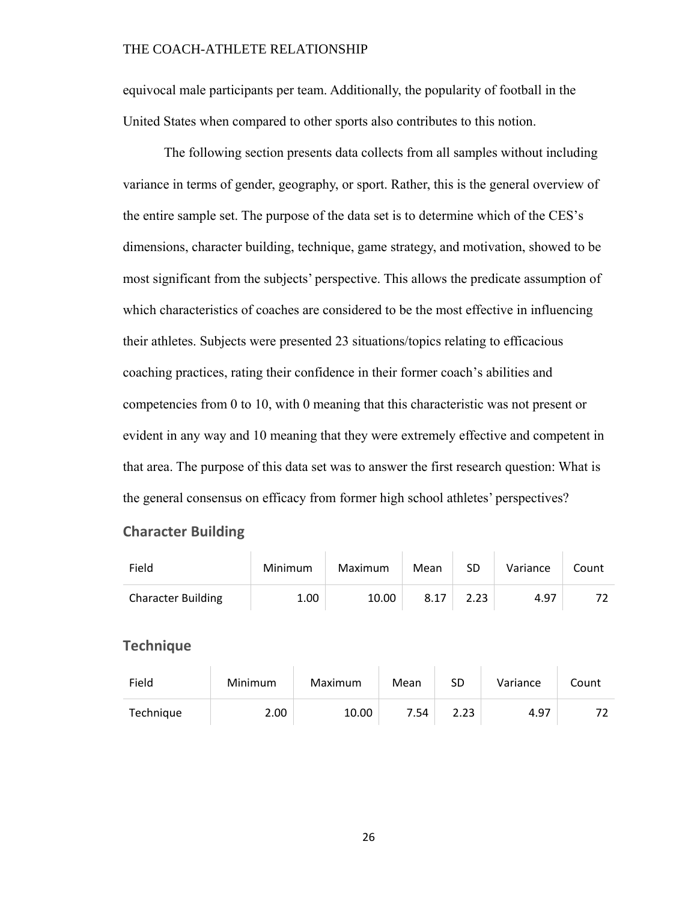equivocal male participants per team. Additionally, the popularity of football in the United States when compared to other sports also contributes to this notion.

The following section presents data collects from all samples without including variance in terms of gender, geography, or sport. Rather, this is the general overview of the entire sample set. The purpose of the data set is to determine which of the CES's dimensions, character building, technique, game strategy, and motivation, showed to be most significant from the subjects' perspective. This allows the predicate assumption of which characteristics of coaches are considered to be the most effective in influencing their athletes. Subjects were presented 23 situations/topics relating to efficacious coaching practices, rating their confidence in their former coach's abilities and competencies from 0 to 10, with 0 meaning that this characteristic was not present or evident in any way and 10 meaning that they were extremely effective and competent in that area. The purpose of this data set was to answer the first research question: What is the general consensus on efficacy from former high school athletes' perspectives?

## Character Building

| Field | Minimum | Maximum | Mean | SD | Variance | Count |
|---|---|---|---|---|---|---|
| Character Building | 1.00 | 10.00 | 8.17 | 2.23 | 4.97 | 72 |

## Technique

| Field | Minimum | Maximum | Mean | SD | Variance | Count |
|---|---|---|---|---|---|---|
| Technique | 2.00 | 10.00 | 7.54 | 2.23 | 4.97 | 72 |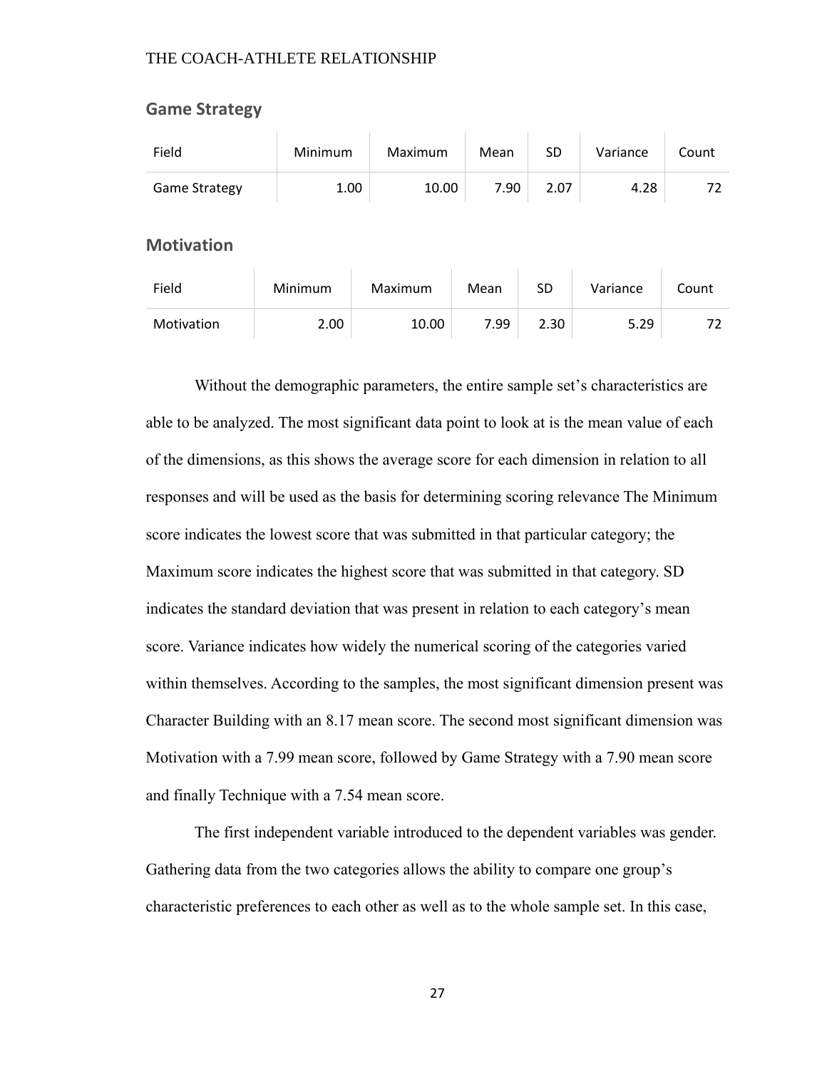## Game Strategy

| Field | Minimum | Maximum | Mean | SD | Variance | Count |
|---|---|---|---|---|---|---|
| Game Strategy | 1.00 | 10.00 | 7.90 | 2.07 | 4.28 | 72 |

## Motivation

| Field | Minimum | Maximum | Mean | SD | Variance | Count |
|---|---|---|---|---|---|---|
| Motivation | 2.00 | 10.00 | 7.99 | 2.30 | 5.29 | 72 |

Without the demographic parameters, the entire sample set's characteristics are able to be analyzed. The most significant data point to look at is the mean value of each of the dimensions, as this shows the average score for each dimension in relation to all responses and will be used as the basis for determining scoring relevance The Minimum score indicates the lowest score that was submitted in that particular category; the Maximum score indicates the highest score that was submitted in that category. SD indicates the standard deviation that was present in relation to each category's mean score. Variance indicates how widely the numerical scoring of the categories varied within themselves. According to the samples, the most significant dimension present was Character Building with an 8.17 mean score. The second most significant dimension was Motivation with a 7.99 mean score, followed by Game Strategy with a 7.90 mean score and finally Technique with a 7.54 mean score.

The first independent variable introduced to the dependent variables was gender. Gathering data from the two categories allows the ability to compare one group's characteristic preferences to each other as well as to the whole sample set. In this case,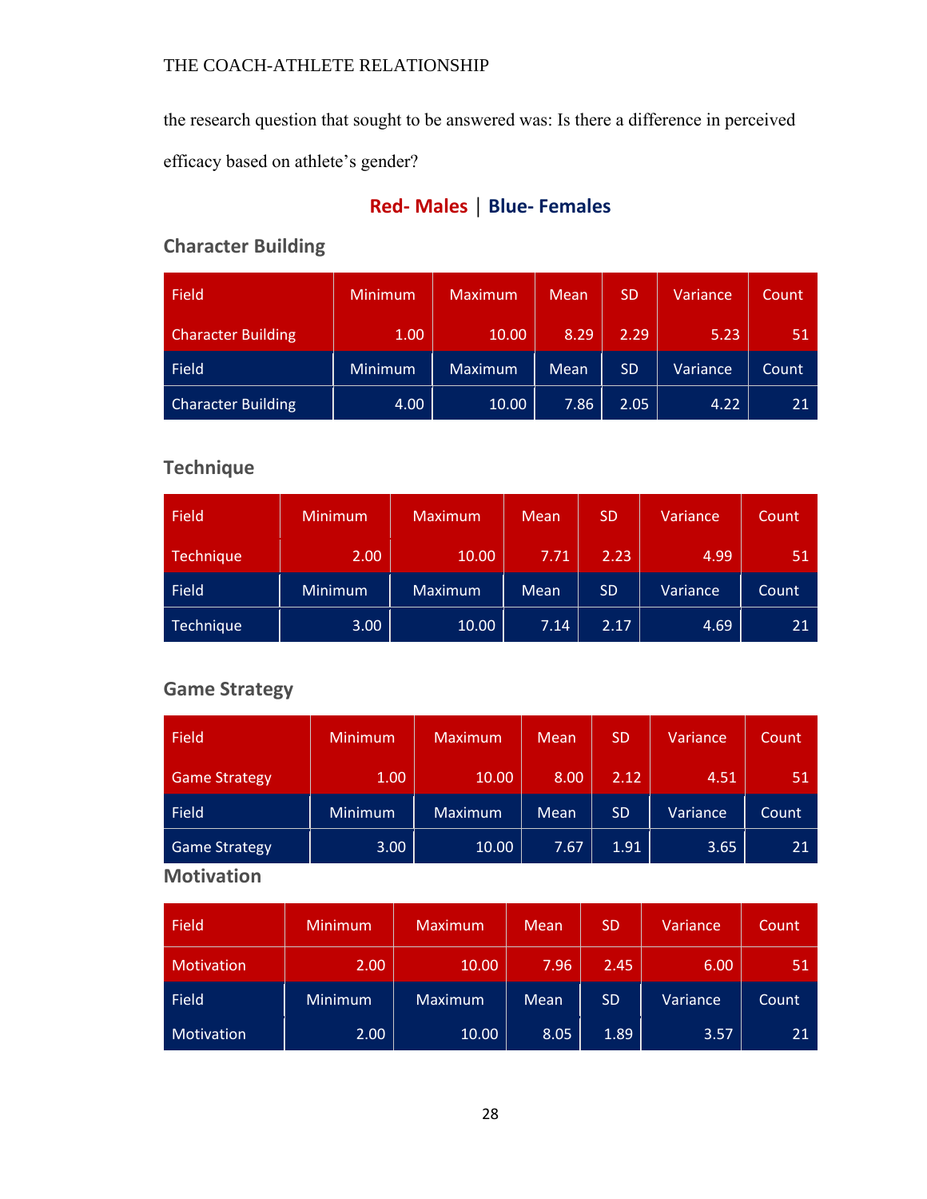the research question that sought to be answered was: Is there a difference in perceived efficacy based on athlete's gender?

**Red- Males | Blue- Females**

### Character Building

| Field | Minimum | Maximum | Mean | SD | Variance | Count |
|---|---|---|---|---|---|---|
| Character Building | 1.00 | 10.00 | 8.29 | 2.29 | 5.23 | 51 |
| Field | Minimum | Maximum | Mean | SD | Variance | Count |
| Character Building | 4.00 | 10.00 | 7.86 | 2.05 | 4.22 | 21 |

### Technique

| Field | Minimum | Maximum | Mean | SD | Variance | Count |
|---|---|---|---|---|---|---|
| Technique | 2.00 | 10.00 | 7.71 | 2.23 | 4.99 | 51 |
| Field | Minimum | Maximum | Mean | SD | Variance | Count |
| Technique | 3.00 | 10.00 | 7.14 | 2.17 | 4.69 | 21 |

### Game Strategy

| Field | Minimum | Maximum | Mean | SD | Variance | Count |
|---|---|---|---|---|---|---|
| Game Strategy | 1.00 | 10.00 | 8.00 | 2.12 | 4.51 | 51 |
| Field | Minimum | Maximum | Mean | SD | Variance | Count |
| Game Strategy | 3.00 | 10.00 | 7.67 | 1.91 | 3.65 | 21 |

### Motivation

| Field | Minimum | Maximum | Mean | SD | Variance | Count |
|---|---|---|---|---|---|---|
| Motivation | 2.00 | 10.00 | 7.96 | 2.45 | 6.00 | 51 |
| Field | Minimum | Maximum | Mean | SD | Variance | Count |
| Motivation | 2.00 | 10.00 | 8.05 | 1.89 | 3.57 | 21 |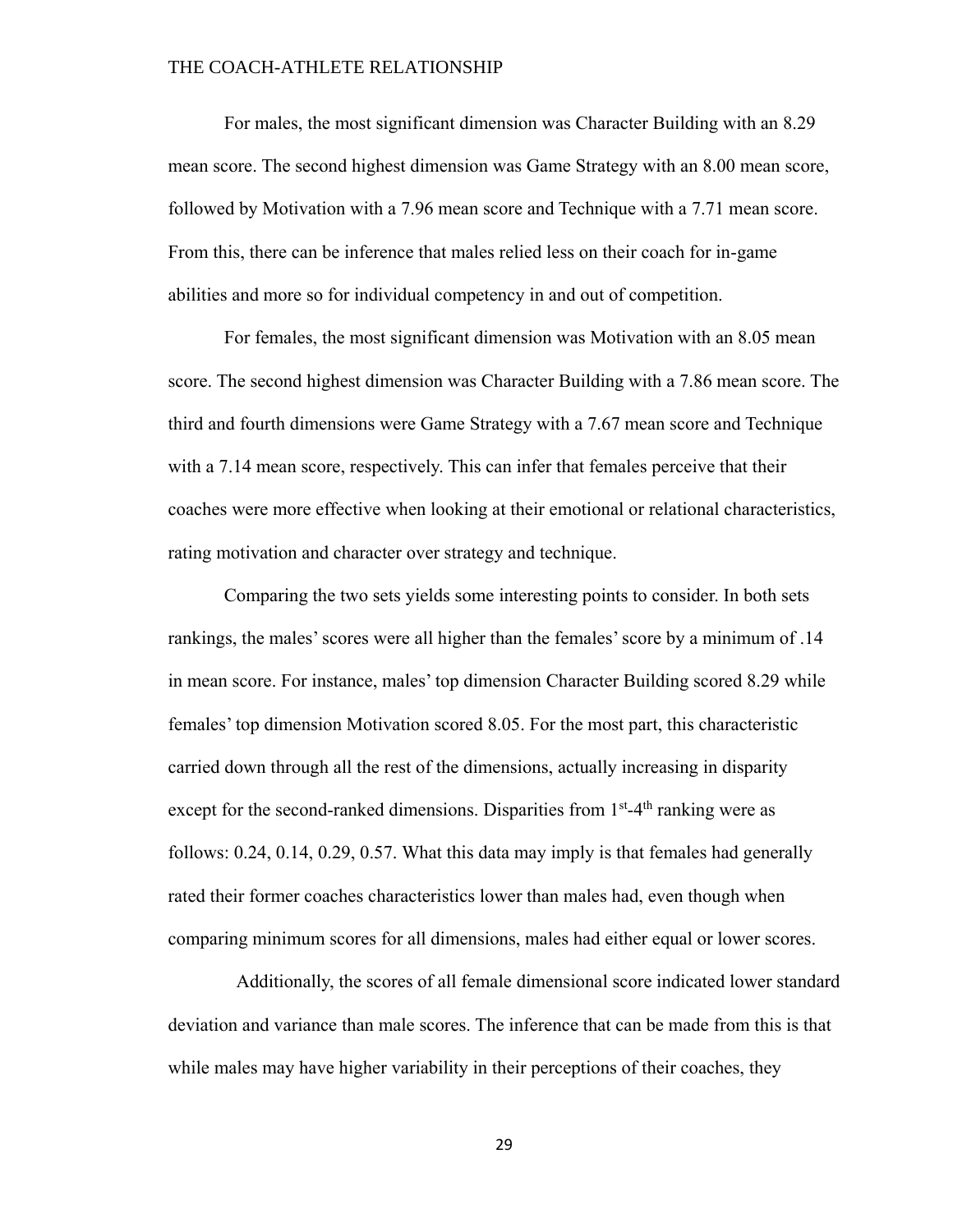For males, the most significant dimension was Character Building with an 8.29 mean score. The second highest dimension was Game Strategy with an 8.00 mean score, followed by Motivation with a 7.96 mean score and Technique with a 7.71 mean score. From this, there can be inference that males relied less on their coach for in-game abilities and more so for individual competency in and out of competition.

For females, the most significant dimension was Motivation with an 8.05 mean score. The second highest dimension was Character Building with a 7.86 mean score. The third and fourth dimensions were Game Strategy with a 7.67 mean score and Technique with a 7.14 mean score, respectively. This can infer that females perceive that their coaches were more effective when looking at their emotional or relational characteristics, rating motivation and character over strategy and technique.

Comparing the two sets yields some interesting points to consider. In both sets rankings, the males' scores were all higher than the females' score by a minimum of .14 in mean score. For instance, males' top dimension Character Building scored 8.29 while females' top dimension Motivation scored 8.05. For the most part, this characteristic carried down through all the rest of the dimensions, actually increasing in disparity except for the second-ranked dimensions. Disparities from 1st-4th ranking were as follows: 0.24, 0.14, 0.29, 0.57. What this data may imply is that females had generally rated their former coaches characteristics lower than males had, even though when comparing minimum scores for all dimensions, males had either equal or lower scores.

Additionally, the scores of all female dimensional score indicated lower standard deviation and variance than male scores. The inference that can be made from this is that while males may have higher variability in their perceptions of their coaches, they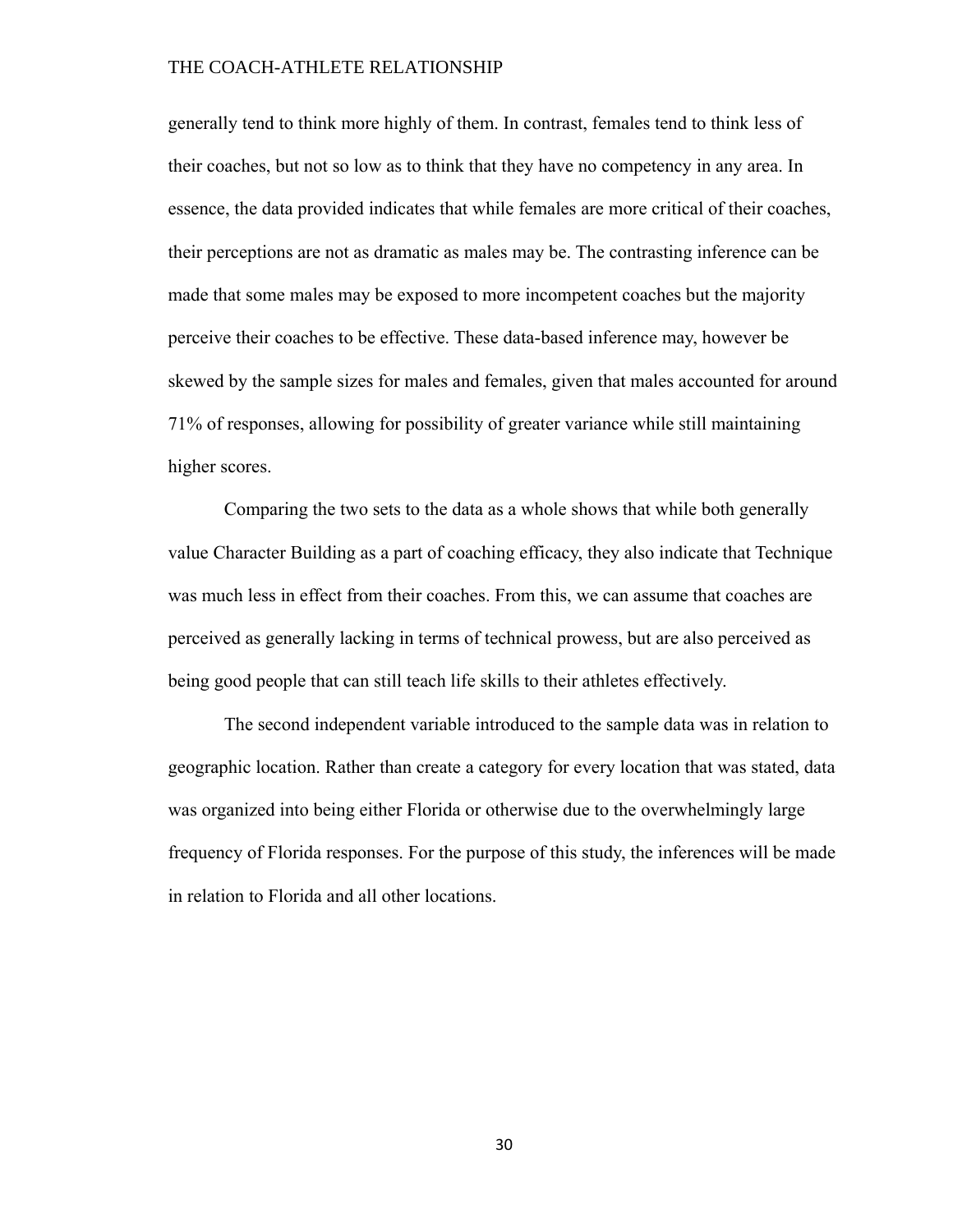generally tend to think more highly of them. In contrast, females tend to think less of their coaches, but not so low as to think that they have no competency in any area. In essence, the data provided indicates that while females are more critical of their coaches, their perceptions are not as dramatic as males may be. The contrasting inference can be made that some males may be exposed to more incompetent coaches but the majority perceive their coaches to be effective. These data-based inference may, however be skewed by the sample sizes for males and females, given that males accounted for around 71% of responses, allowing for possibility of greater variance while still maintaining higher scores.

Comparing the two sets to the data as a whole shows that while both generally value Character Building as a part of coaching efficacy, they also indicate that Technique was much less in effect from their coaches. From this, we can assume that coaches are perceived as generally lacking in terms of technical prowess, but are also perceived as being good people that can still teach life skills to their athletes effectively.

The second independent variable introduced to the sample data was in relation to geographic location. Rather than create a category for every location that was stated, data was organized into being either Florida or otherwise due to the overwhelmingly large frequency of Florida responses. For the purpose of this study, the inferences will be made in relation to Florida and all other locations.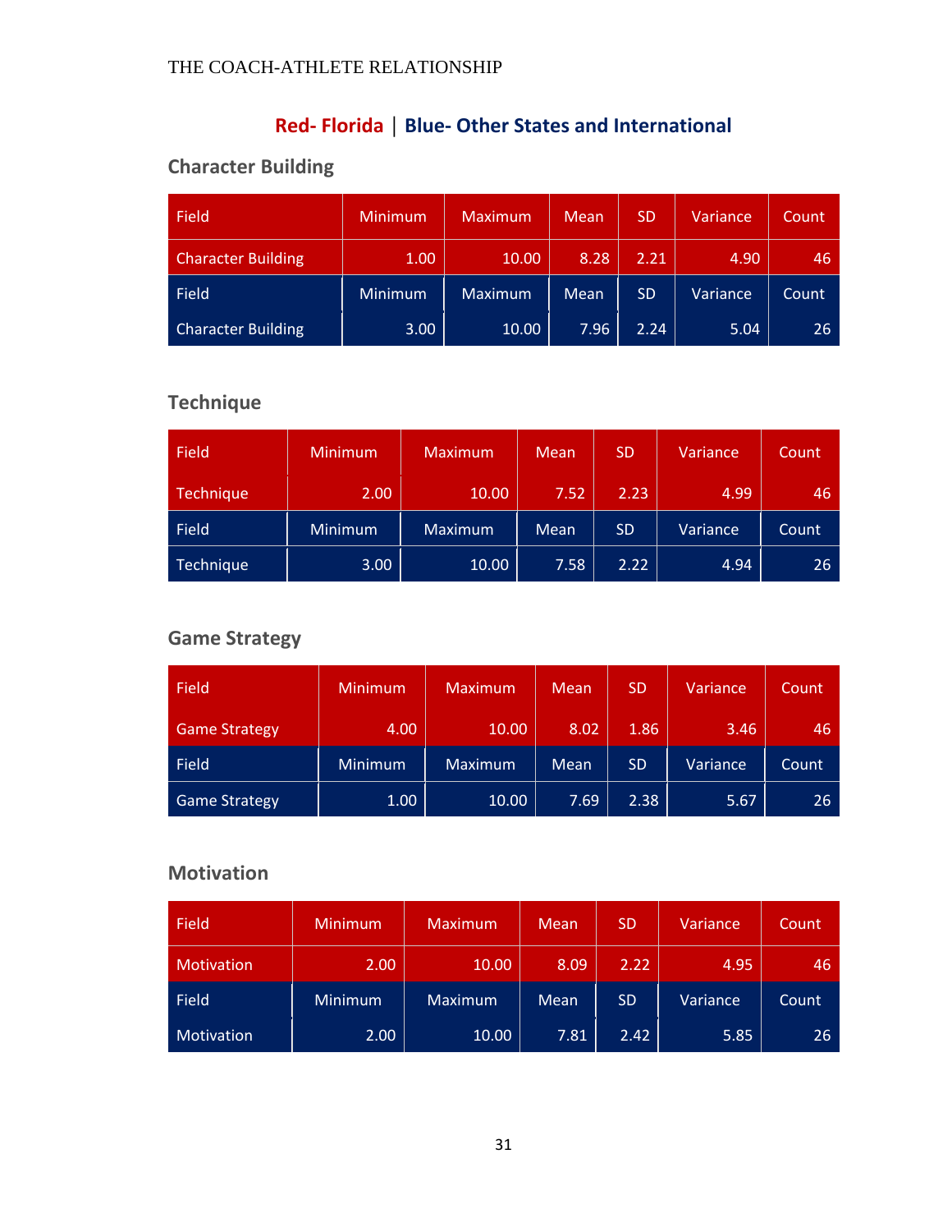**Red- Florida** | **Blue- Other States and International**

## Character Building

| Field | Minimum | Maximum | Mean | SD | Variance | Count |
|---|---|---|---|---|---|---|
| Character Building | 1.00 | 10.00 | 8.28 | 2.21 | 4.90 | 46 |
| Field | Minimum | Maximum | Mean | SD | Variance | Count |
| Character Building | 3.00 | 10.00 | 7.96 | 2.24 | 5.04 | 26 |

## Technique

| Field | Minimum | Maximum | Mean | SD | Variance | Count |
|---|---|---|---|---|---|---|
| Technique | 2.00 | 10.00 | 7.52 | 2.23 | 4.99 | 46 |
| Field | Minimum | Maximum | Mean | SD | Variance | Count |
| Technique | 3.00 | 10.00 | 7.58 | 2.22 | 4.94 | 26 |

## Game Strategy

| Field | Minimum | Maximum | Mean | SD | Variance | Count |
|---|---|---|---|---|---|---|
| Game Strategy | 4.00 | 10.00 | 8.02 | 1.86 | 3.46 | 46 |
| Field | Minimum | Maximum | Mean | SD | Variance | Count |
| Game Strategy | 1.00 | 10.00 | 7.69 | 2.38 | 5.67 | 26 |

## Motivation

| Field | Minimum | Maximum | Mean | SD | Variance | Count |
|---|---|---|---|---|---|---|
| Motivation | 2.00 | 10.00 | 8.09 | 2.22 | 4.95 | 46 |
| Field | Minimum | Maximum | Mean | SD | Variance | Count |
| Motivation | 2.00 | 10.00 | 7.81 | 2.42 | 5.85 | 26 |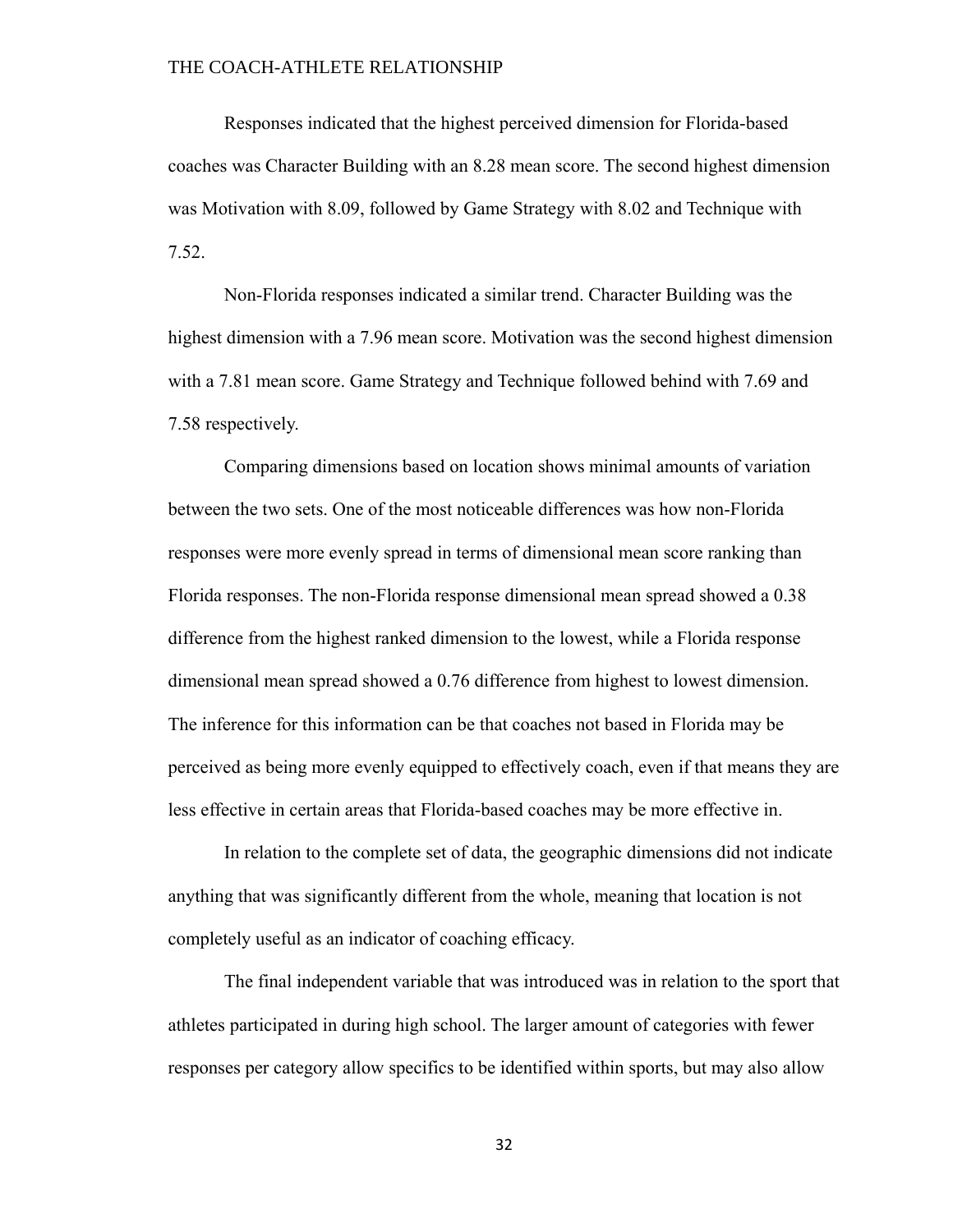Responses indicated that the highest perceived dimension for Florida-based coaches was Character Building with an 8.28 mean score. The second highest dimension was Motivation with 8.09, followed by Game Strategy with 8.02 and Technique with 7.52.

Non-Florida responses indicated a similar trend. Character Building was the highest dimension with a 7.96 mean score. Motivation was the second highest dimension with a 7.81 mean score. Game Strategy and Technique followed behind with 7.69 and 7.58 respectively.

Comparing dimensions based on location shows minimal amounts of variation between the two sets. One of the most noticeable differences was how non-Florida responses were more evenly spread in terms of dimensional mean score ranking than Florida responses. The non-Florida response dimensional mean spread showed a 0.38 difference from the highest ranked dimension to the lowest, while a Florida response dimensional mean spread showed a 0.76 difference from highest to lowest dimension. The inference for this information can be that coaches not based in Florida may be perceived as being more evenly equipped to effectively coach, even if that means they are less effective in certain areas that Florida-based coaches may be more effective in.

In relation to the complete set of data, the geographic dimensions did not indicate anything that was significantly different from the whole, meaning that location is not completely useful as an indicator of coaching efficacy.

The final independent variable that was introduced was in relation to the sport that athletes participated in during high school. The larger amount of categories with fewer responses per category allow specifics to be identified within sports, but may also allow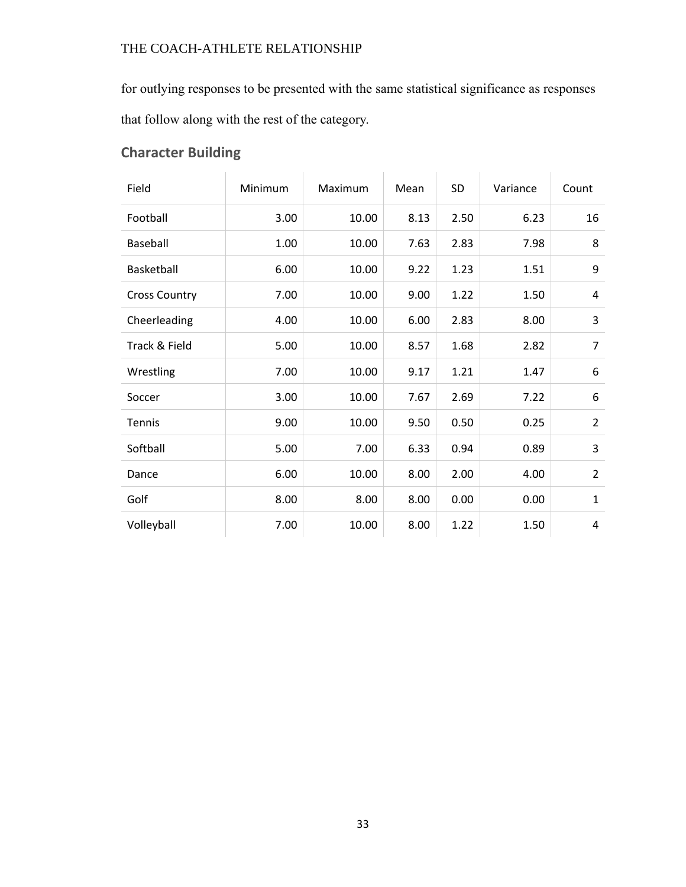for outlying responses to be presented with the same statistical significance as responses that follow along with the rest of the category.

## Character Building

| Field | Minimum | Maximum | Mean | SD | Variance | Count |
|---|---|---|---|---|---|---|
| Football | 3.00 | 10.00 | 8.13 | 2.50 | 6.23 | 16 |
| Baseball | 1.00 | 10.00 | 7.63 | 2.83 | 7.98 | 8 |
| Basketball | 6.00 | 10.00 | 9.22 | 1.23 | 1.51 | 9 |
| Cross Country | 7.00 | 10.00 | 9.00 | 1.22 | 1.50 | 4 |
| Cheerleading | 4.00 | 10.00 | 6.00 | 2.83 | 8.00 | 3 |
| Track & Field | 5.00 | 10.00 | 8.57 | 1.68 | 2.82 | 7 |
| Wrestling | 7.00 | 10.00 | 9.17 | 1.21 | 1.47 | 6 |
| Soccer | 3.00 | 10.00 | 7.67 | 2.69 | 7.22 | 6 |
| Tennis | 9.00 | 10.00 | 9.50 | 0.50 | 0.25 | 2 |
| Softball | 5.00 | 7.00 | 6.33 | 0.94 | 0.89 | 3 |
| Dance | 6.00 | 10.00 | 8.00 | 2.00 | 4.00 | 2 |
| Golf | 8.00 | 8.00 | 8.00 | 0.00 | 0.00 | 1 |
| Volleyball | 7.00 | 10.00 | 8.00 | 1.22 | 1.50 | 4 |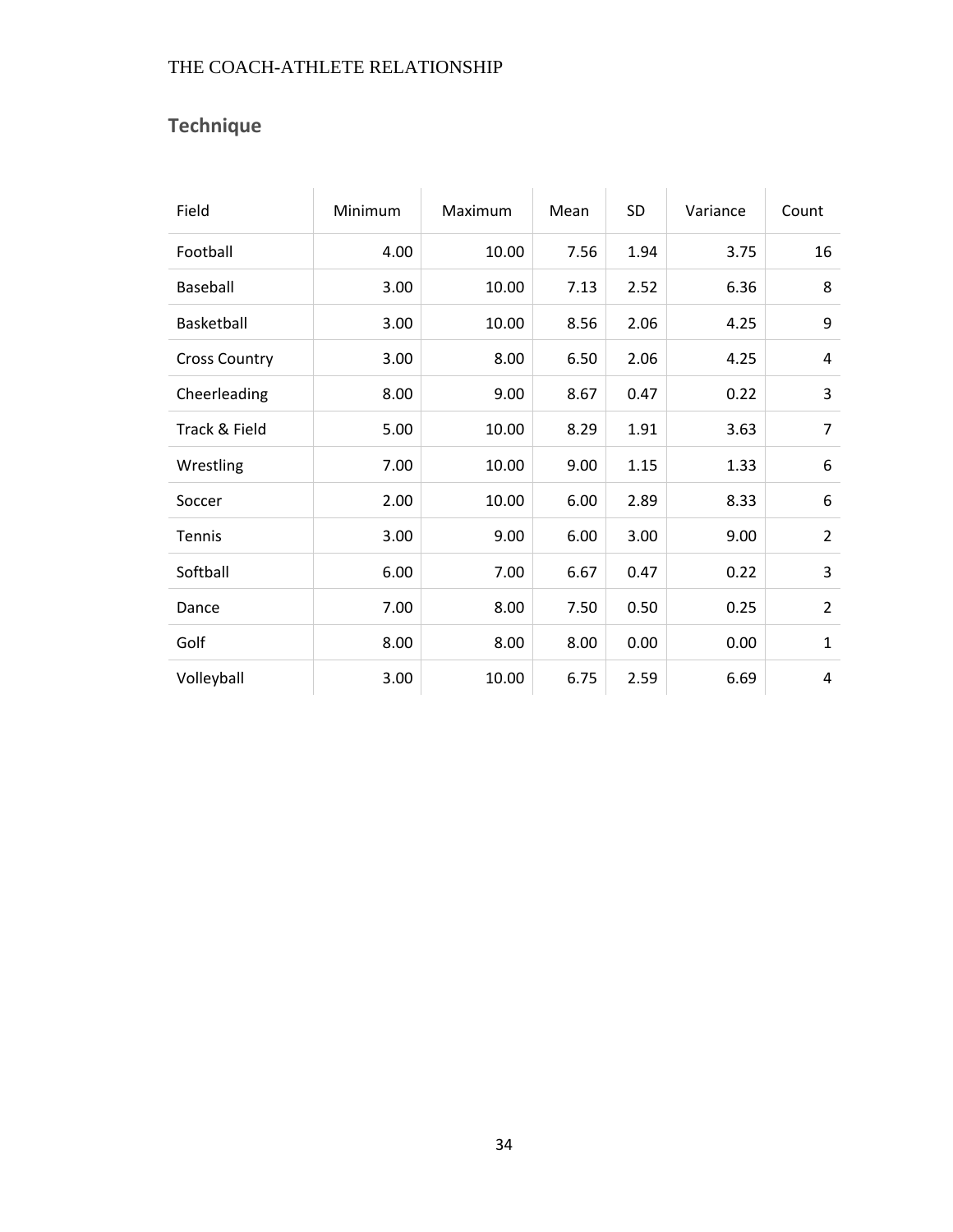## Technique

| Field | Minimum | Maximum | Mean | SD | Variance | Count |
|---|---|---|---|---|---|---|
| Football | 4.00 | 10.00 | 7.56 | 1.94 | 3.75 | 16 |
| Baseball | 3.00 | 10.00 | 7.13 | 2.52 | 6.36 | 8 |
| Basketball | 3.00 | 10.00 | 8.56 | 2.06 | 4.25 | 9 |
| Cross Country | 3.00 | 8.00 | 6.50 | 2.06 | 4.25 | 4 |
| Cheerleading | 8.00 | 9.00 | 8.67 | 0.47 | 0.22 | 3 |
| Track & Field | 5.00 | 10.00 | 8.29 | 1.91 | 3.63 | 7 |
| Wrestling | 7.00 | 10.00 | 9.00 | 1.15 | 1.33 | 6 |
| Soccer | 2.00 | 10.00 | 6.00 | 2.89 | 8.33 | 6 |
| Tennis | 3.00 | 9.00 | 6.00 | 3.00 | 9.00 | 2 |
| Softball | 6.00 | 7.00 | 6.67 | 0.47 | 0.22 | 3 |
| Dance | 7.00 | 8.00 | 7.50 | 0.50 | 0.25 | 2 |
| Golf | 8.00 | 8.00 | 8.00 | 0.00 | 0.00 | 1 |
| Volleyball | 3.00 | 10.00 | 6.75 | 2.59 | 6.69 | 4 |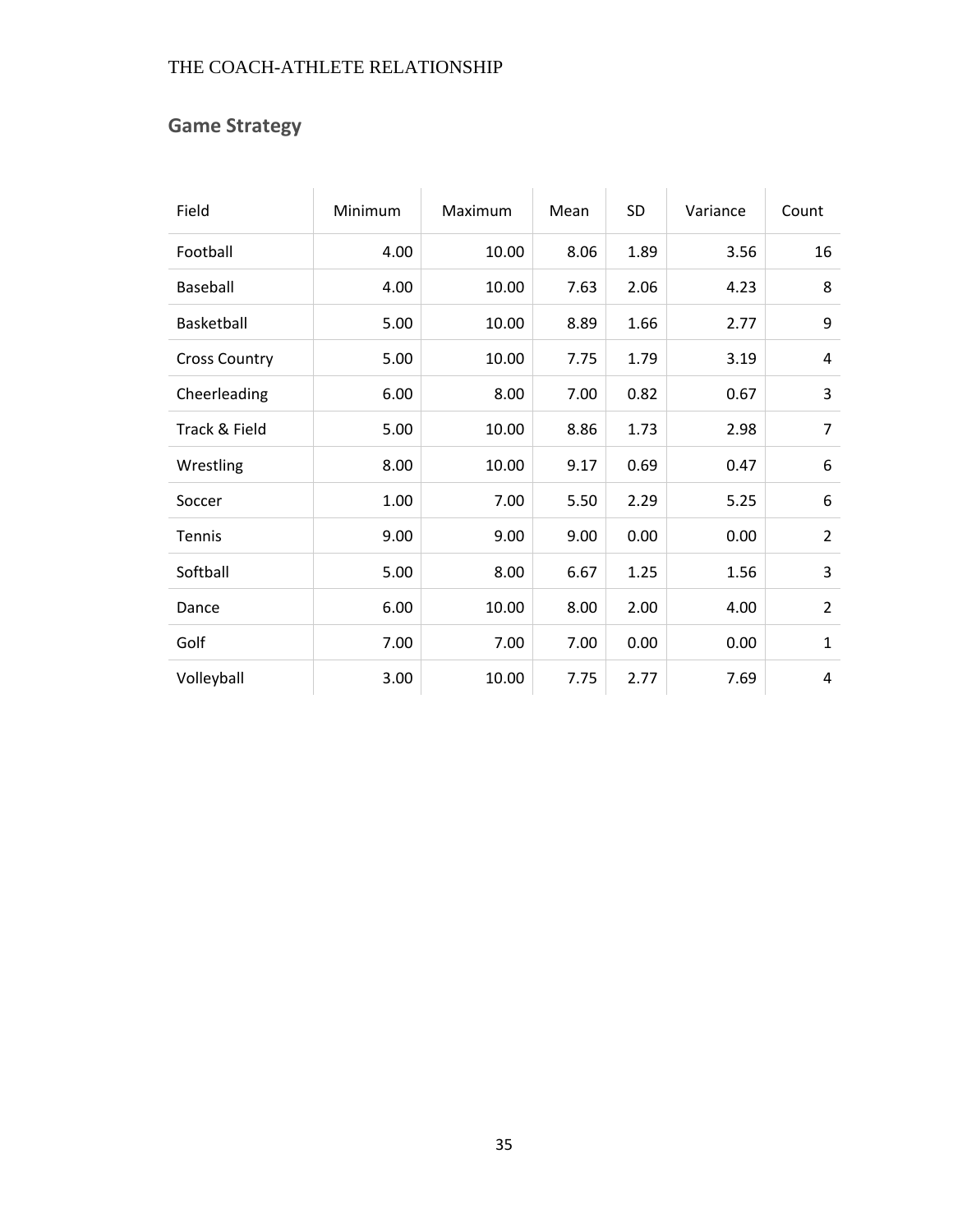## Game Strategy

| Field | Minimum | Maximum | Mean | SD | Variance | Count |
|---|---|---|---|---|---|---|
| Football | 4.00 | 10.00 | 8.06 | 1.89 | 3.56 | 16 |
| Baseball | 4.00 | 10.00 | 7.63 | 2.06 | 4.23 | 8 |
| Basketball | 5.00 | 10.00 | 8.89 | 1.66 | 2.77 | 9 |
| Cross Country | 5.00 | 10.00 | 7.75 | 1.79 | 3.19 | 4 |
| Cheerleading | 6.00 | 8.00 | 7.00 | 0.82 | 0.67 | 3 |
| Track & Field | 5.00 | 10.00 | 8.86 | 1.73 | 2.98 | 7 |
| Wrestling | 8.00 | 10.00 | 9.17 | 0.69 | 0.47 | 6 |
| Soccer | 1.00 | 7.00 | 5.50 | 2.29 | 5.25 | 6 |
| Tennis | 9.00 | 9.00 | 9.00 | 0.00 | 0.00 | 2 |
| Softball | 5.00 | 8.00 | 6.67 | 1.25 | 1.56 | 3 |
| Dance | 6.00 | 10.00 | 8.00 | 2.00 | 4.00 | 2 |
| Golf | 7.00 | 7.00 | 7.00 | 0.00 | 0.00 | 1 |
| Volleyball | 3.00 | 10.00 | 7.75 | 2.77 | 7.69 | 4 |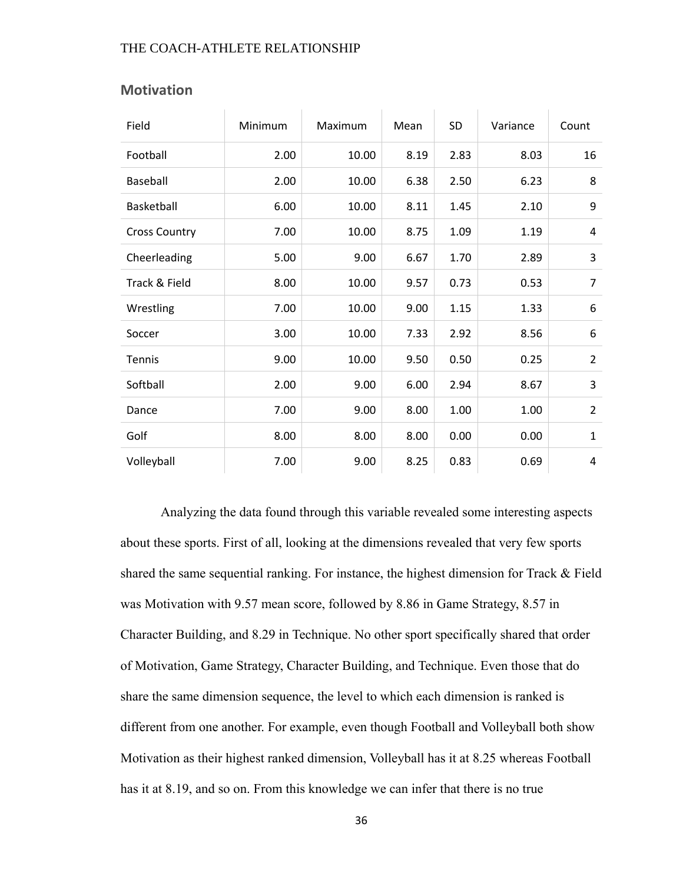## Motivation

| Field | Minimum | Maximum | Mean | SD | Variance | Count |
|---|---|---|---|---|---|---|
| Football | 2.00 | 10.00 | 8.19 | 2.83 | 8.03 | 16 |
| Baseball | 2.00 | 10.00 | 6.38 | 2.50 | 6.23 | 8 |
| Basketball | 6.00 | 10.00 | 8.11 | 1.45 | 2.10 | 9 |
| Cross Country | 7.00 | 10.00 | 8.75 | 1.09 | 1.19 | 4 |
| Cheerleading | 5.00 | 9.00 | 6.67 | 1.70 | 2.89 | 3 |
| Track & Field | 8.00 | 10.00 | 9.57 | 0.73 | 0.53 | 7 |
| Wrestling | 7.00 | 10.00 | 9.00 | 1.15 | 1.33 | 6 |
| Soccer | 3.00 | 10.00 | 7.33 | 2.92 | 8.56 | 6 |
| Tennis | 9.00 | 10.00 | 9.50 | 0.50 | 0.25 | 2 |
| Softball | 2.00 | 9.00 | 6.00 | 2.94 | 8.67 | 3 |
| Dance | 7.00 | 9.00 | 8.00 | 1.00 | 1.00 | 2 |
| Golf | 8.00 | 8.00 | 8.00 | 0.00 | 0.00 | 1 |
| Volleyball | 7.00 | 9.00 | 8.25 | 0.83 | 0.69 | 4 |

Analyzing the data found through this variable revealed some interesting aspects about these sports. First of all, looking at the dimensions revealed that very few sports shared the same sequential ranking. For instance, the highest dimension for Track & Field was Motivation with 9.57 mean score, followed by 8.86 in Game Strategy, 8.57 in Character Building, and 8.29 in Technique. No other sport specifically shared that order of Motivation, Game Strategy, Character Building, and Technique. Even those that do share the same dimension sequence, the level to which each dimension is ranked is different from one another. For example, even though Football and Volleyball both show Motivation as their highest ranked dimension, Volleyball has it at 8.25 whereas Football has it at 8.19, and so on. From this knowledge we can infer that there is no true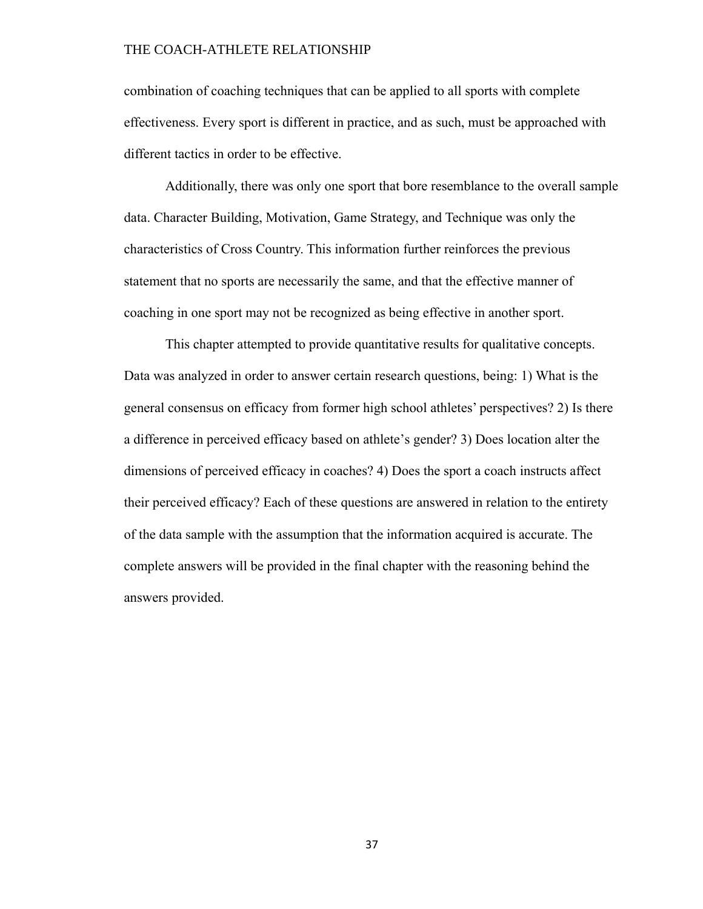combination of coaching techniques that can be applied to all sports with complete effectiveness. Every sport is different in practice, and as such, must be approached with different tactics in order to be effective.

Additionally, there was only one sport that bore resemblance to the overall sample data. Character Building, Motivation, Game Strategy, and Technique was only the characteristics of Cross Country. This information further reinforces the previous statement that no sports are necessarily the same, and that the effective manner of coaching in one sport may not be recognized as being effective in another sport.

This chapter attempted to provide quantitative results for qualitative concepts. Data was analyzed in order to answer certain research questions, being: 1) What is the general consensus on efficacy from former high school athletes' perspectives? 2) Is there a difference in perceived efficacy based on athlete's gender? 3) Does location alter the dimensions of perceived efficacy in coaches? 4) Does the sport a coach instructs affect their perceived efficacy? Each of these questions are answered in relation to the entirety of the data sample with the assumption that the information acquired is accurate. The complete answers will be provided in the final chapter with the reasoning behind the answers provided.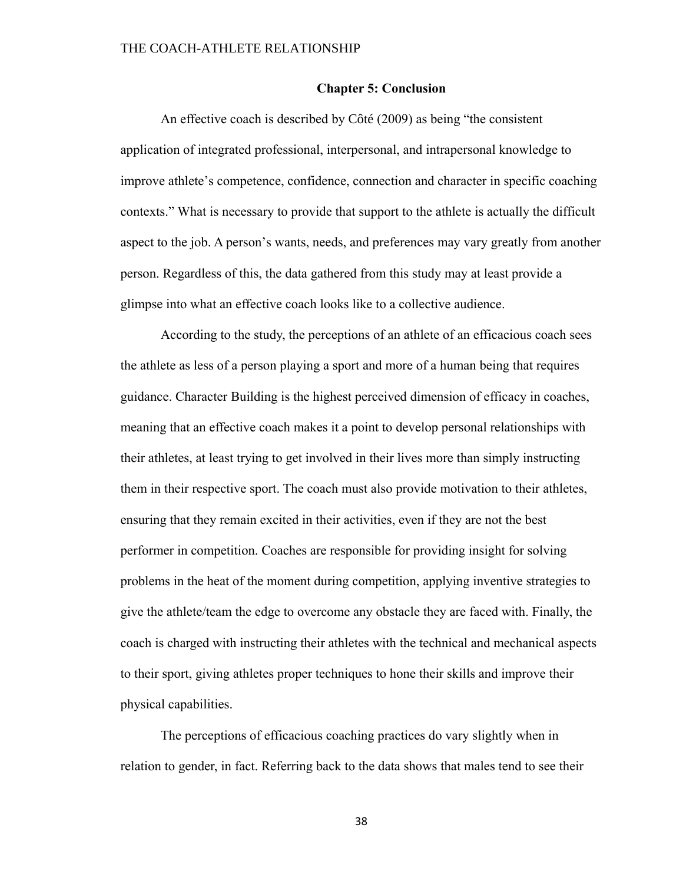## Chapter 5: Conclusion

An effective coach is described by Côté (2009) as being "the consistent application of integrated professional, interpersonal, and intrapersonal knowledge to improve athlete's competence, confidence, connection and character in specific coaching contexts." What is necessary to provide that support to the athlete is actually the difficult aspect to the job. A person's wants, needs, and preferences may vary greatly from another person. Regardless of this, the data gathered from this study may at least provide a glimpse into what an effective coach looks like to a collective audience.

According to the study, the perceptions of an athlete of an efficacious coach sees the athlete as less of a person playing a sport and more of a human being that requires guidance. Character Building is the highest perceived dimension of efficacy in coaches, meaning that an effective coach makes it a point to develop personal relationships with their athletes, at least trying to get involved in their lives more than simply instructing them in their respective sport. The coach must also provide motivation to their athletes, ensuring that they remain excited in their activities, even if they are not the best performer in competition. Coaches are responsible for providing insight for solving problems in the heat of the moment during competition, applying inventive strategies to give the athlete/team the edge to overcome any obstacle they are faced with. Finally, the coach is charged with instructing their athletes with the technical and mechanical aspects to their sport, giving athletes proper techniques to hone their skills and improve their physical capabilities.

The perceptions of efficacious coaching practices do vary slightly when in relation to gender, in fact. Referring back to the data shows that males tend to see their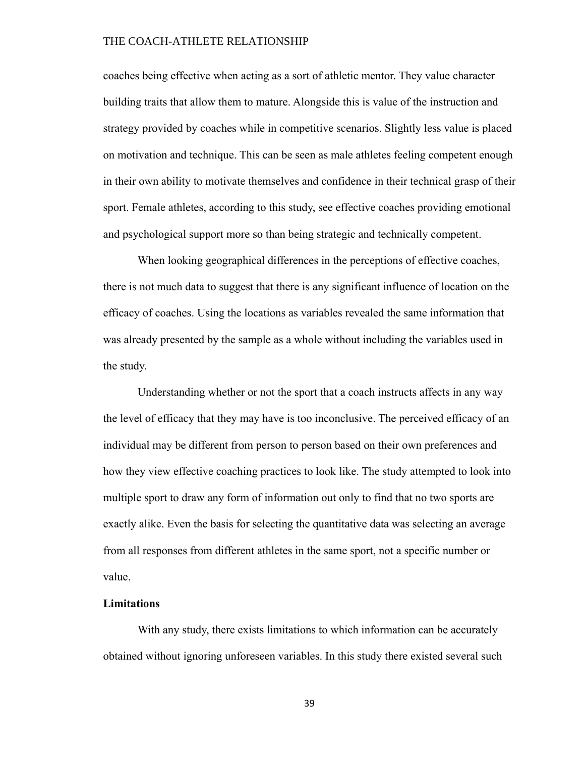coaches being effective when acting as a sort of athletic mentor. They value character building traits that allow them to mature. Alongside this is value of the instruction and strategy provided by coaches while in competitive scenarios. Slightly less value is placed on motivation and technique. This can be seen as male athletes feeling competent enough in their own ability to motivate themselves and confidence in their technical grasp of their sport. Female athletes, according to this study, see effective coaches providing emotional and psychological support more so than being strategic and technically competent.

When looking geographical differences in the perceptions of effective coaches, there is not much data to suggest that there is any significant influence of location on the efficacy of coaches. Using the locations as variables revealed the same information that was already presented by the sample as a whole without including the variables used in the study.

Understanding whether or not the sport that a coach instructs affects in any way the level of efficacy that they may have is too inconclusive. The perceived efficacy of an individual may be different from person to person based on their own preferences and how they view effective coaching practices to look like. The study attempted to look into multiple sport to draw any form of information out only to find that no two sports are exactly alike. Even the basis for selecting the quantitative data was selecting an average from all responses from different athletes in the same sport, not a specific number or value.

**Limitations**

With any study, there exists limitations to which information can be accurately obtained without ignoring unforeseen variables. In this study there existed several such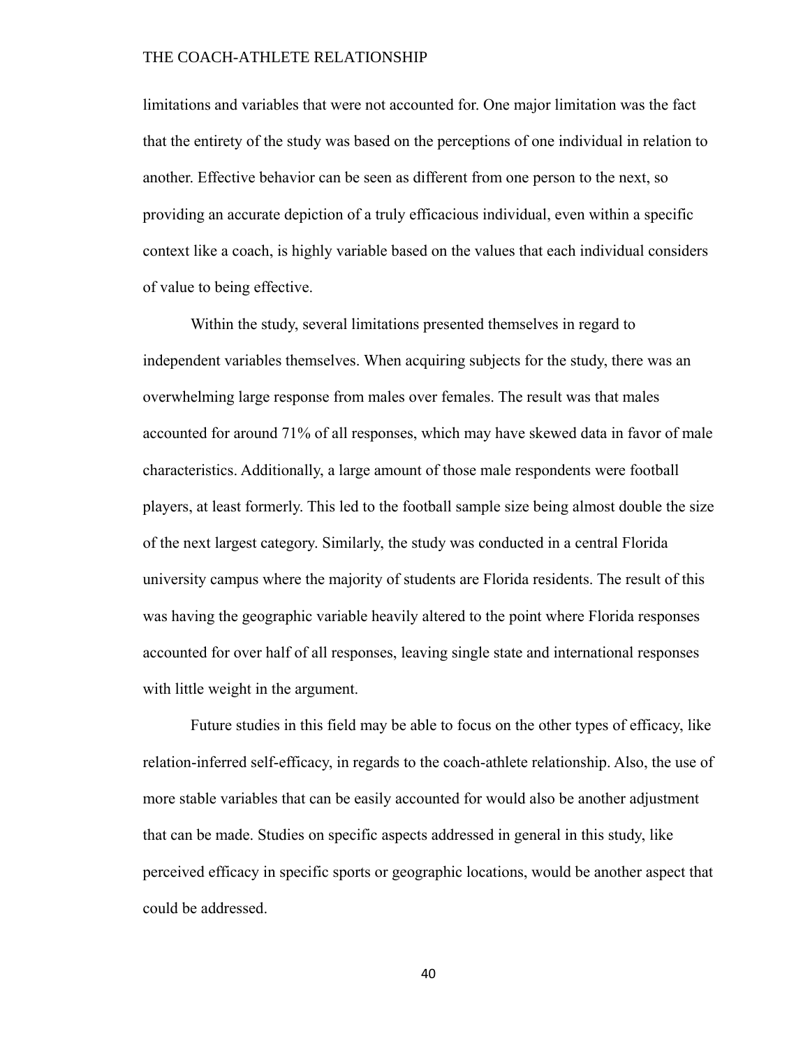limitations and variables that were not accounted for. One major limitation was the fact that the entirety of the study was based on the perceptions of one individual in relation to another. Effective behavior can be seen as different from one person to the next, so providing an accurate depiction of a truly efficacious individual, even within a specific context like a coach, is highly variable based on the values that each individual considers of value to being effective.

Within the study, several limitations presented themselves in regard to independent variables themselves. When acquiring subjects for the study, there was an overwhelming large response from males over females. The result was that males accounted for around 71% of all responses, which may have skewed data in favor of male characteristics. Additionally, a large amount of those male respondents were football players, at least formerly. This led to the football sample size being almost double the size of the next largest category. Similarly, the study was conducted in a central Florida university campus where the majority of students are Florida residents. The result of this was having the geographic variable heavily altered to the point where Florida responses accounted for over half of all responses, leaving single state and international responses with little weight in the argument.

Future studies in this field may be able to focus on the other types of efficacy, like relation-inferred self-efficacy, in regards to the coach-athlete relationship. Also, the use of more stable variables that can be easily accounted for would also be another adjustment that can be made. Studies on specific aspects addressed in general in this study, like perceived efficacy in specific sports or geographic locations, would be another aspect that could be addressed.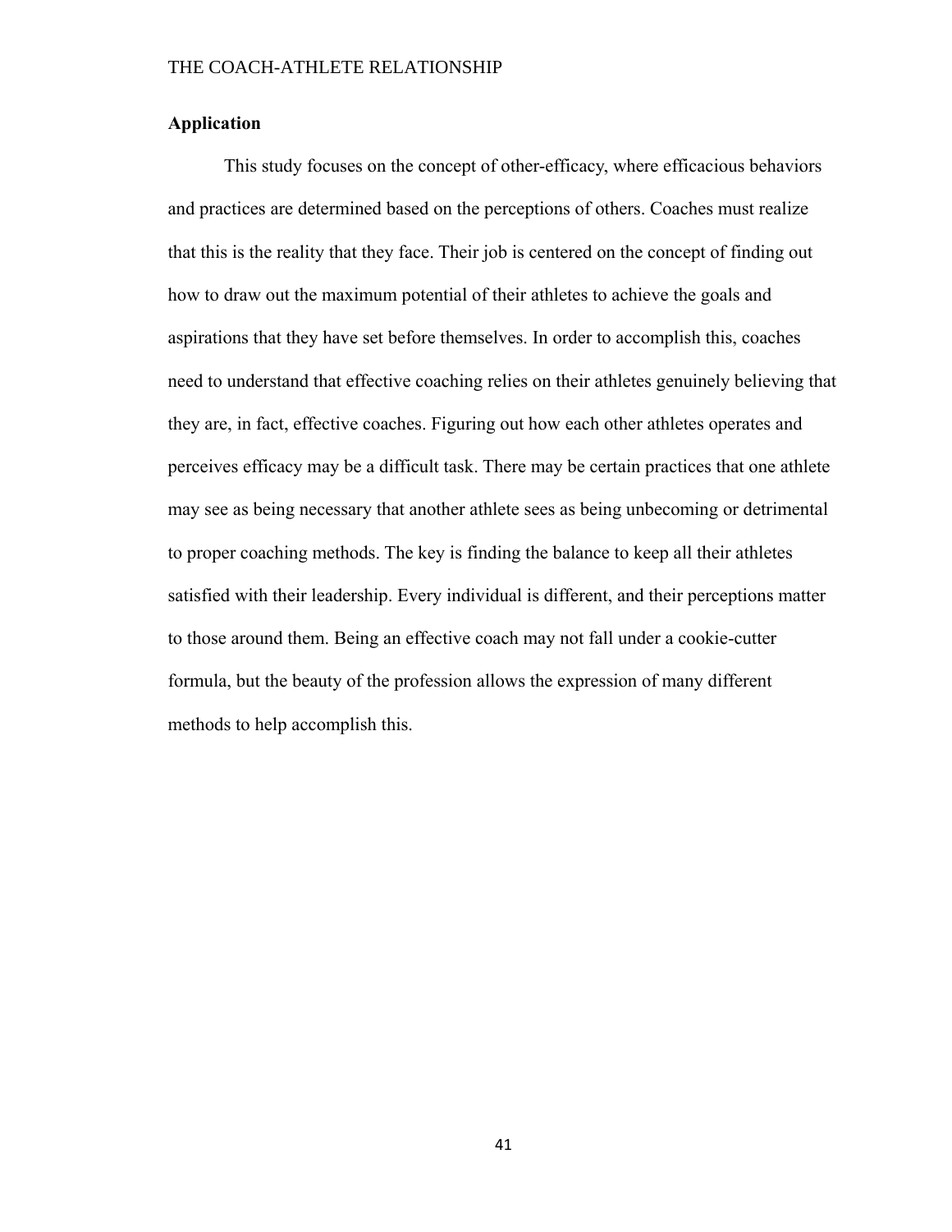## Application

This study focuses on the concept of other-efficacy, where efficacious behaviors and practices are determined based on the perceptions of others. Coaches must realize that this is the reality that they face. Their job is centered on the concept of finding out how to draw out the maximum potential of their athletes to achieve the goals and aspirations that they have set before themselves. In order to accomplish this, coaches need to understand that effective coaching relies on their athletes genuinely believing that they are, in fact, effective coaches. Figuring out how each other athletes operates and perceives efficacy may be a difficult task. There may be certain practices that one athlete may see as being necessary that another athlete sees as being unbecoming or detrimental to proper coaching methods. The key is finding the balance to keep all their athletes satisfied with their leadership. Every individual is different, and their perceptions matter to those around them. Being an effective coach may not fall under a cookie-cutter formula, but the beauty of the profession allows the expression of many different methods to help accomplish this.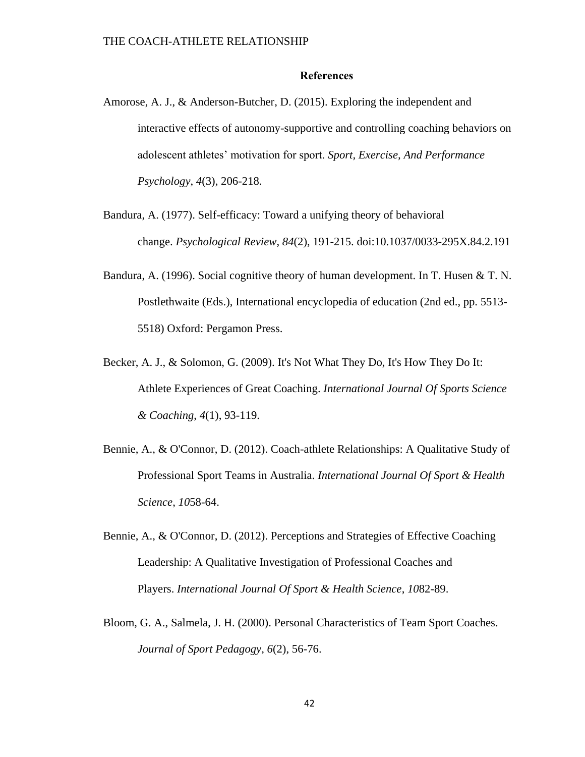## References

Amorose, A. J., & Anderson-Butcher, D. (2015). Exploring the independent and interactive effects of autonomy-supportive and controlling coaching behaviors on adolescent athletes' motivation for sport. *Sport, Exercise, And Performance Psychology*, *4*(3), 206-218.

Bandura, A. (1977). Self-efficacy: Toward a unifying theory of behavioral change. *Psychological Review*, *84*(2), 191-215. doi:10.1037/0033-295X.84.2.191

Bandura, A. (1996). Social cognitive theory of human development. In T. Husen & T. N. Postlethwaite (Eds.), International encyclopedia of education (2nd ed., pp. 5513-5518) Oxford: Pergamon Press.

Becker, A. J., & Solomon, G. (2009). It's Not What They Do, It's How They Do It: Athlete Experiences of Great Coaching. *International Journal Of Sports Science & Coaching*, *4*(1), 93-119.

Bennie, A., & O'Connor, D. (2012). Coach-athlete Relationships: A Qualitative Study of Professional Sport Teams in Australia. *International Journal Of Sport & Health Science*, *10*58-64.

Bennie, A., & O'Connor, D. (2012). Perceptions and Strategies of Effective Coaching Leadership: A Qualitative Investigation of Professional Coaches and Players. *International Journal Of Sport & Health Science*, *10*82-89.

Bloom, G. A., Salmela, J. H. (2000). Personal Characteristics of Team Sport Coaches. *Journal of Sport Pedagogy, 6*(2), 56-76.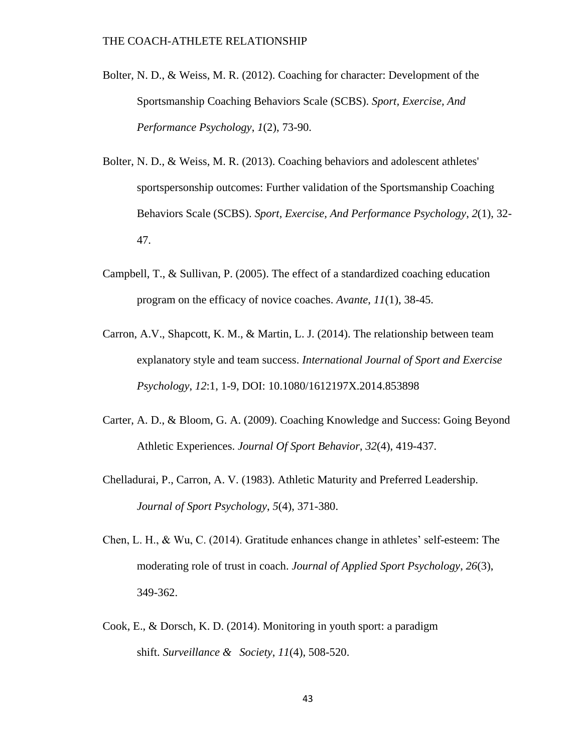Bolter, N. D., & Weiss, M. R. (2012). Coaching for character: Development of the Sportsmanship Coaching Behaviors Scale (SCBS). *Sport, Exercise, And Performance Psychology*, *1*(2), 73-90.

Bolter, N. D., & Weiss, M. R. (2013). Coaching behaviors and adolescent athletes' sportspersonship outcomes: Further validation of the Sportsmanship Coaching Behaviors Scale (SCBS). *Sport, Exercise, And Performance Psychology*, *2*(1), 32-47.

Campbell, T., & Sullivan, P. (2005). The effect of a standardized coaching education program on the efficacy of novice coaches. *Avante*, *11*(1), 38-45.

Carron, A.V., Shapcott, K. M., & Martin, L. J. (2014). The relationship between team explanatory style and team success. *International Journal of Sport and Exercise Psychology*, *12*:1, 1-9, DOI: 10.1080/1612197X.2014.853898

Carter, A. D., & Bloom, G. A. (2009). Coaching Knowledge and Success: Going Beyond Athletic Experiences. *Journal Of Sport Behavior*, *32*(4), 419-437.

Chelladurai, P., Carron, A. V. (1983). Athletic Maturity and Preferred Leadership. *Journal of Sport Psychology*, *5*(4), 371-380.

Chen, L. H., & Wu, C. (2014). Gratitude enhances change in athletes' self-esteem: The moderating role of trust in coach. *Journal of Applied Sport Psychology*, *26*(3), 349-362.

Cook, E., & Dorsch, K. D. (2014). Monitoring in youth sport: a paradigm shift. *Surveillance & Society*, *11*(4), 508-520.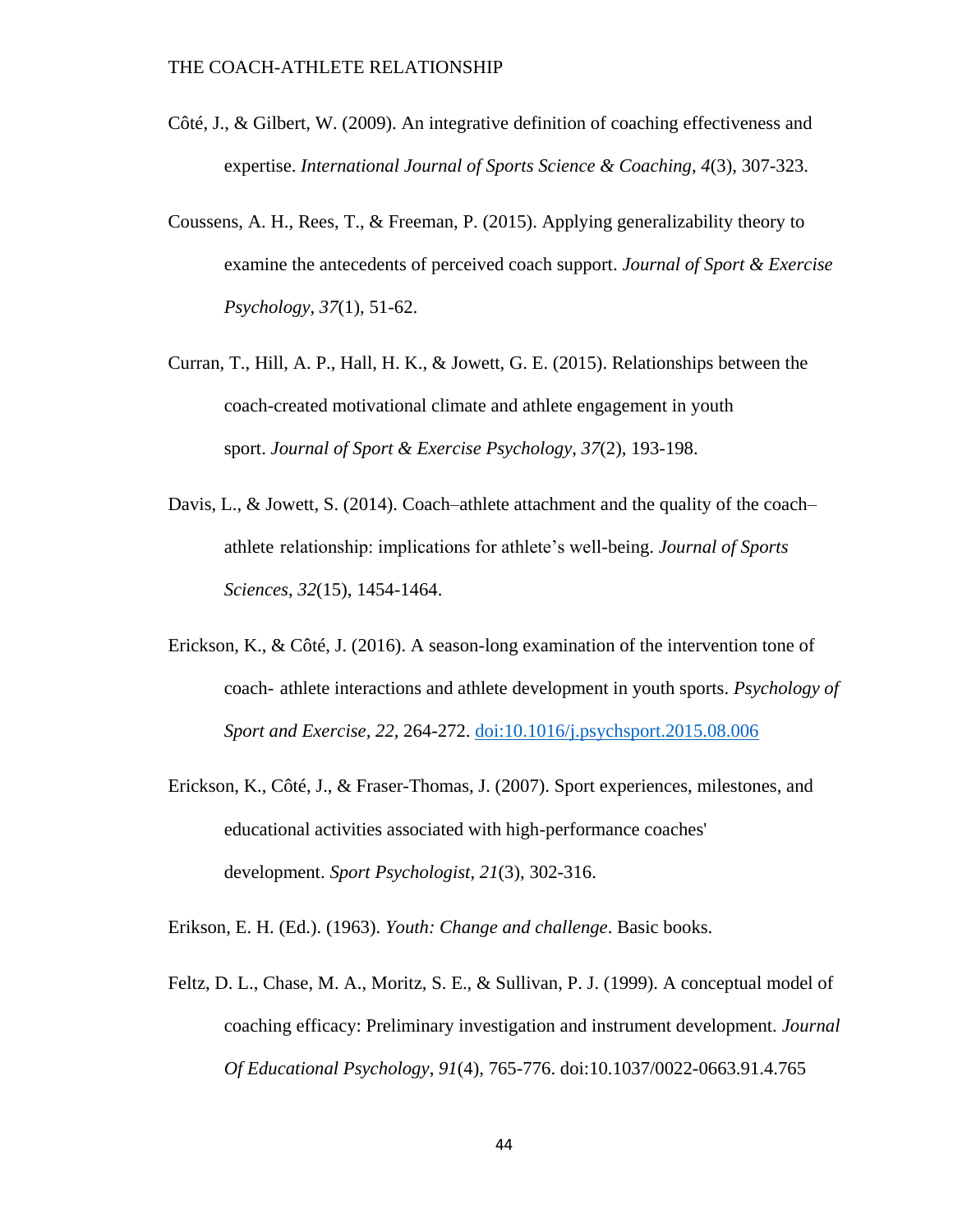Côté, J., & Gilbert, W. (2009). An integrative definition of coaching effectiveness and expertise. *International Journal of Sports Science & Coaching*, *4*(3), 307-323.

Coussens, A. H., Rees, T., & Freeman, P. (2015). Applying generalizability theory to examine the antecedents of perceived coach support. *Journal of Sport & Exercise Psychology*, *37*(1), 51-62.

Curran, T., Hill, A. P., Hall, H. K., & Jowett, G. E. (2015). Relationships between the coach-created motivational climate and athlete engagement in youth sport. *Journal of Sport & Exercise Psychology*, *37*(2), 193-198.

Davis, L., & Jowett, S. (2014). Coach–athlete attachment and the quality of the coach–athlete relationship: implications for athlete's well-being. *Journal of Sports Sciences*, *32*(15), 1454-1464.

Erickson, K., & Côté, J. (2016). A season-long examination of the intervention tone of coach- athlete interactions and athlete development in youth sports. *Psychology of Sport and Exercise, 22,* 264-272. doi:10.1016/j.psychsport.2015.08.006

Erickson, K., Côté, J., & Fraser-Thomas, J. (2007). Sport experiences, milestones, and educational activities associated with high-performance coaches' development. *Sport Psychologist*, *21*(3), 302-316.

Erikson, E. H. (Ed.). (1963). *Youth: Change and challenge*. Basic books.

Feltz, D. L., Chase, M. A., Moritz, S. E., & Sullivan, P. J. (1999). A conceptual model of coaching efficacy: Preliminary investigation and instrument development. *Journal Of Educational Psychology*, *91*(4), 765-776. doi:10.1037/0022-0663.91.4.765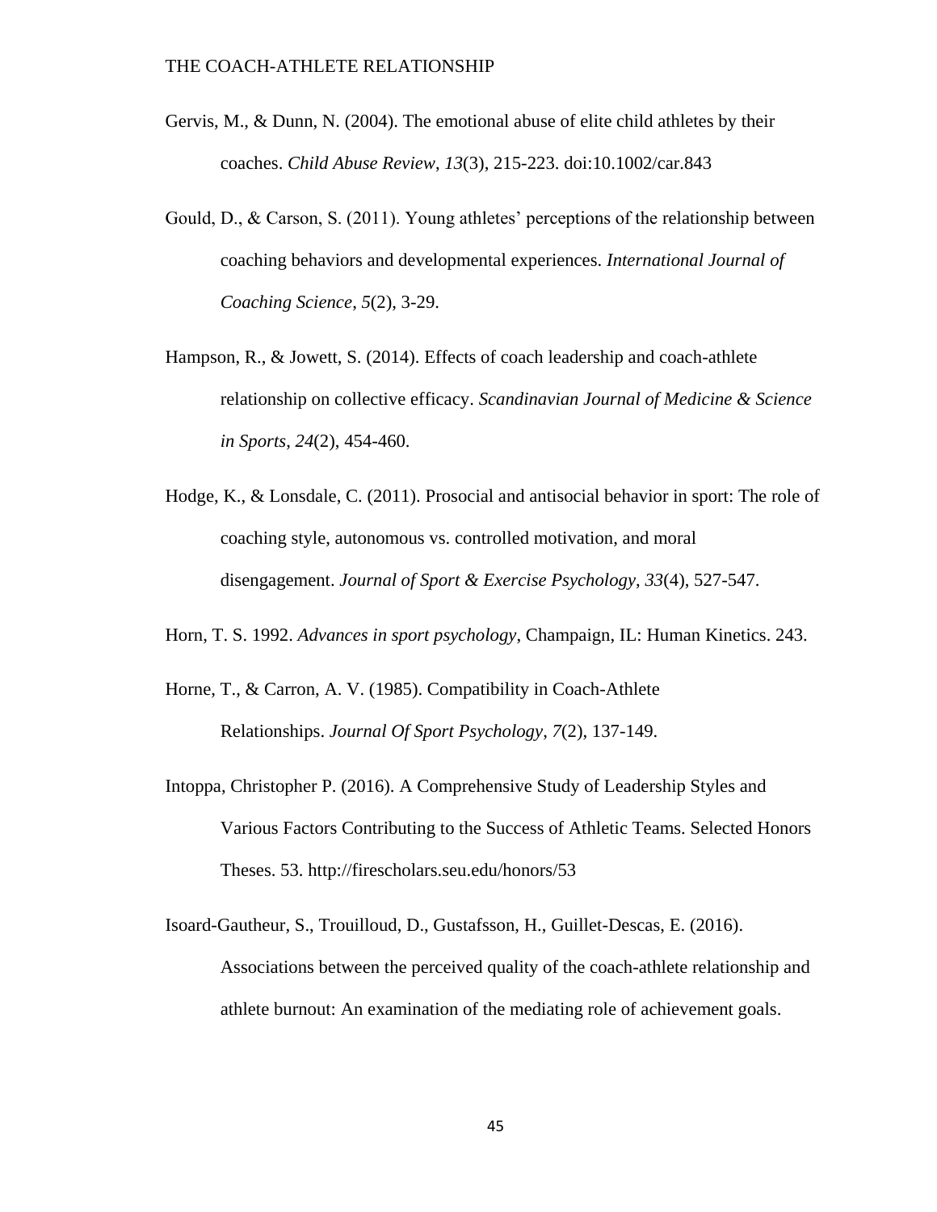Gervis, M., & Dunn, N. (2004). The emotional abuse of elite child athletes by their coaches. *Child Abuse Review*, *13*(3), 215-223. doi:10.1002/car.843

Gould, D., & Carson, S. (2011). Young athletes' perceptions of the relationship between coaching behaviors and developmental experiences. *International Journal of Coaching Science*, *5*(2), 3-29.

Hampson, R., & Jowett, S. (2014). Effects of coach leadership and coach-athlete relationship on collective efficacy. *Scandinavian Journal of Medicine & Science in Sports*, *24*(2), 454-460.

Hodge, K., & Lonsdale, C. (2011). Prosocial and antisocial behavior in sport: The role of coaching style, autonomous vs. controlled motivation, and moral disengagement. *Journal of Sport & Exercise Psychology*, *33*(4), 527-547.

Horn, T. S. 1992. *Advances in sport psychology*, Champaign, IL: Human Kinetics. 243.

Horne, T., & Carron, A. V. (1985). Compatibility in Coach-Athlete Relationships. *Journal Of Sport Psychology*, *7*(2), 137-149.

Intoppa, Christopher P. (2016). A Comprehensive Study of Leadership Styles and Various Factors Contributing to the Success of Athletic Teams. Selected Honors Theses. 53. http://firescholars.seu.edu/honors/53

Isoard-Gautheur, S., Trouilloud, D., Gustafsson, H., Guillet-Descas, E. (2016). Associations between the perceived quality of the coach-athlete relationship and athlete burnout: An examination of the mediating role of achievement goals.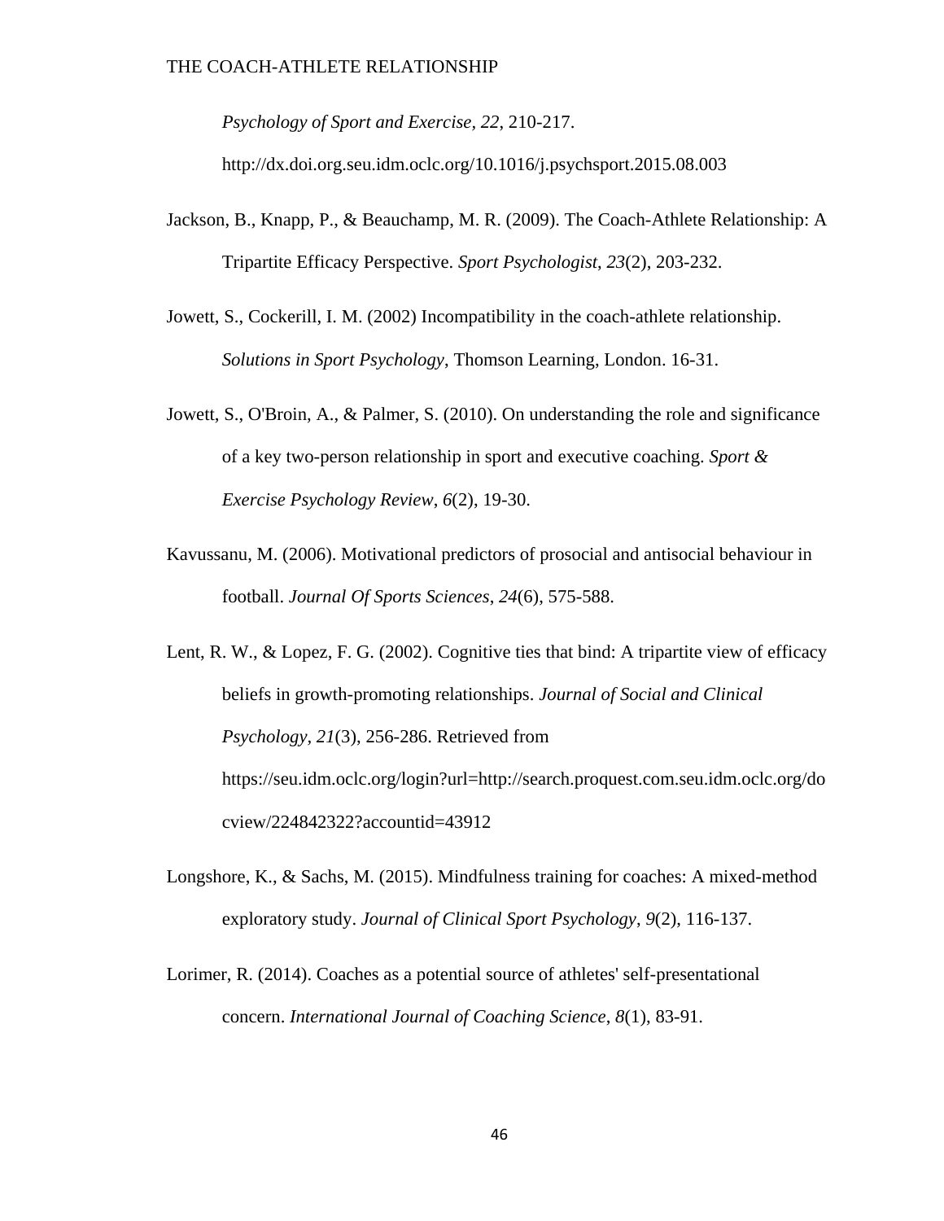*Psychology of Sport and Exercise, 22*, 210-217. http://dx.doi.org.seu.idm.oclc.org/10.1016/j.psychsport.2015.08.003

Jackson, B., Knapp, P., & Beauchamp, M. R. (2009). The Coach-Athlete Relationship: A Tripartite Efficacy Perspective. *Sport Psychologist*, *23*(2), 203-232.

Jowett, S., Cockerill, I. M. (2002) Incompatibility in the coach-athlete relationship. *Solutions in Sport Psychology*, Thomson Learning, London. 16-31.

Jowett, S., O'Broin, A., & Palmer, S. (2010). On understanding the role and significance of a key two-person relationship in sport and executive coaching. *Sport & Exercise Psychology Review*, *6*(2), 19-30.

Kavussanu, M. (2006). Motivational predictors of prosocial and antisocial behaviour in football. *Journal Of Sports Sciences*, *24*(6), 575-588.

Lent, R. W., & Lopez, F. G. (2002). Cognitive ties that bind: A tripartite view of efficacy beliefs in growth-promoting relationships. *Journal of Social and Clinical Psychology*, *21*(3), 256-286. Retrieved from https://seu.idm.oclc.org/login?url=http://search.proquest.com.seu.idm.oclc.org/docview/224842322?accountid=43912

Longshore, K., & Sachs, M. (2015). Mindfulness training for coaches: A mixed-method exploratory study. *Journal of Clinical Sport Psychology*, *9*(2), 116-137.

Lorimer, R. (2014). Coaches as a potential source of athletes' self-presentational concern. *International Journal of Coaching Science*, *8*(1), 83-91.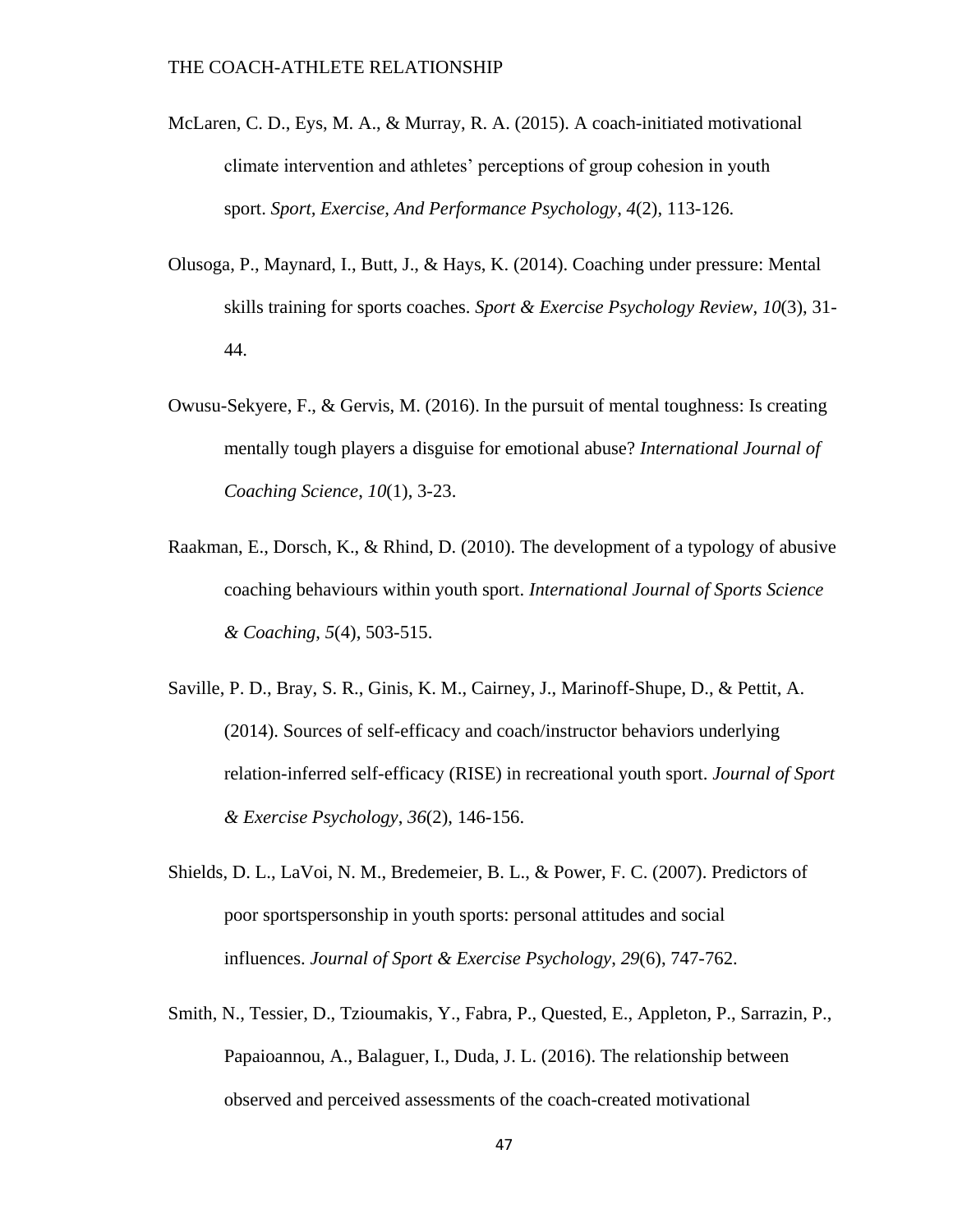McLaren, C. D., Eys, M. A., & Murray, R. A. (2015). A coach-initiated motivational climate intervention and athletes' perceptions of group cohesion in youth sport. *Sport, Exercise, And Performance Psychology*, *4*(2), 113-126.

Olusoga, P., Maynard, I., Butt, J., & Hays, K. (2014). Coaching under pressure: Mental skills training for sports coaches. *Sport & Exercise Psychology Review*, *10*(3), 31-44.

Owusu-Sekyere, F., & Gervis, M. (2016). In the pursuit of mental toughness: Is creating mentally tough players a disguise for emotional abuse? *International Journal of Coaching Science*, *10*(1), 3-23.

Raakman, E., Dorsch, K., & Rhind, D. (2010). The development of a typology of abusive coaching behaviours within youth sport. *International Journal of Sports Science & Coaching*, *5*(4), 503-515.

Saville, P. D., Bray, S. R., Ginis, K. M., Cairney, J., Marinoff-Shupe, D., & Pettit, A. (2014). Sources of self-efficacy and coach/instructor behaviors underlying relation-inferred self-efficacy (RISE) in recreational youth sport. *Journal of Sport & Exercise Psychology*, *36*(2), 146-156.

Shields, D. L., LaVoi, N. M., Bredemeier, B. L., & Power, F. C. (2007). Predictors of poor sportspersonship in youth sports: personal attitudes and social influences. *Journal of Sport & Exercise Psychology*, *29*(6), 747-762.

Smith, N., Tessier, D., Tzioumakis, Y., Fabra, P., Quested, E., Appleton, P., Sarrazin, P., Papaioannou, A., Balaguer, I., Duda, J. L. (2016). The relationship between observed and perceived assessments of the coach-created motivational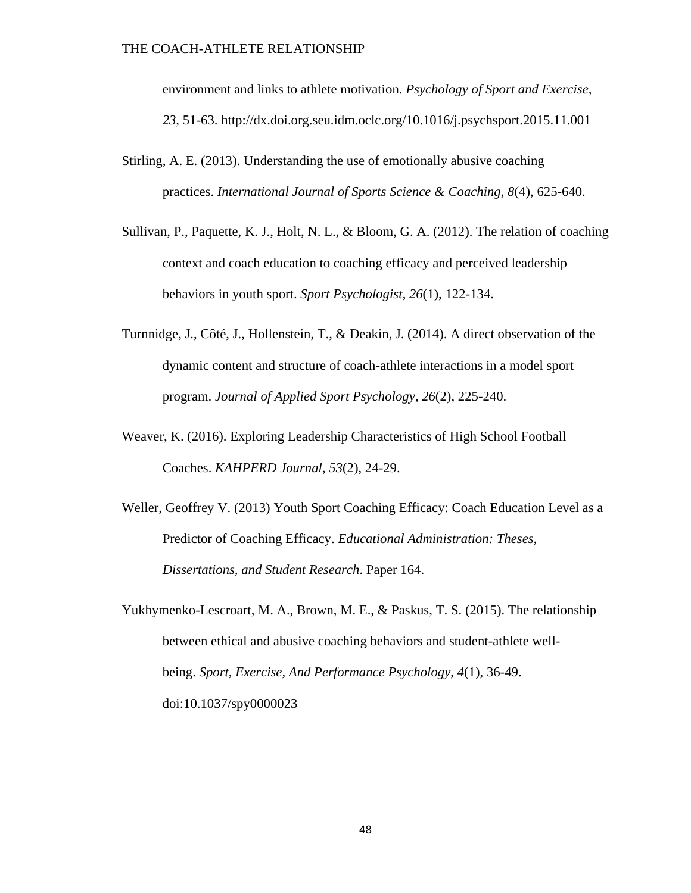environment and links to athlete motivation. *Psychology of Sport and Exercise, 23,* 51-63. http://dx.doi.org.seu.idm.oclc.org/10.1016/j.psychsport.2015.11.001

Stirling, A. E. (2013). Understanding the use of emotionally abusive coaching practices. *International Journal of Sports Science & Coaching*, *8*(4), 625-640.

Sullivan, P., Paquette, K. J., Holt, N. L., & Bloom, G. A. (2012). The relation of coaching context and coach education to coaching efficacy and perceived leadership behaviors in youth sport. *Sport Psychologist*, *26*(1), 122-134.

Turnnidge, J., Côté, J., Hollenstein, T., & Deakin, J. (2014). A direct observation of the dynamic content and structure of coach-athlete interactions in a model sport program. *Journal of Applied Sport Psychology*, *26*(2), 225-240.

Weaver, K. (2016). Exploring Leadership Characteristics of High School Football Coaches. *KAHPERD Journal*, *53*(2), 24-29.

Weller, Geoffrey V. (2013) Youth Sport Coaching Efficacy: Coach Education Level as a Predictor of Coaching Efficacy. *Educational Administration: Theses, Dissertations, and Student Research*. Paper 164.

Yukhymenko-Lescroart, M. A., Brown, M. E., & Paskus, T. S. (2015). The relationship between ethical and abusive coaching behaviors and student-athlete well-being. *Sport, Exercise, And Performance Psychology*, *4*(1), 36-49. doi:10.1037/spy0000023